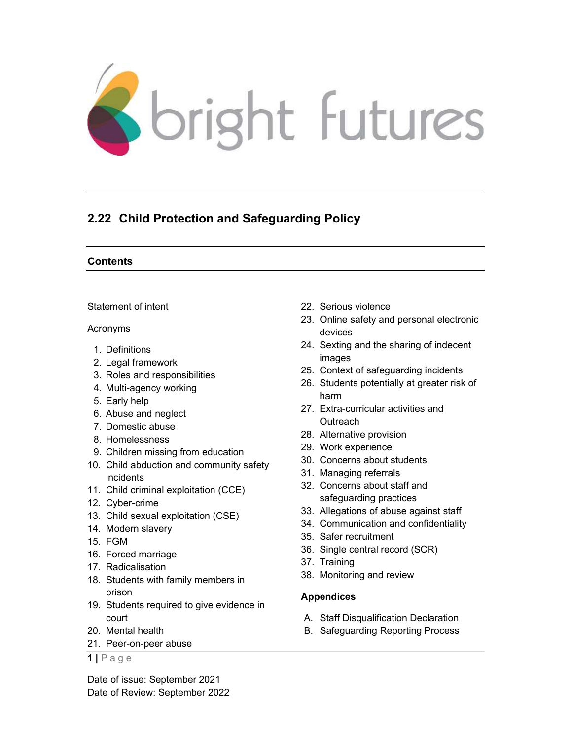bright futures

# 2.22 Child Protection and Safeguarding Policy

## Contents

Statement of intent

Acronyms

1. Definitions
2. Legal framework
3. Roles and responsibilities
4. Multi-agency working
5. Early help
6. Abuse and neglect
7. Domestic abuse
8. Homelessness
9. Children missing from education
10. Child abduction and community safety incidents
11. Child criminal exploitation (CCE)
12. Cyber-crime
13. Child sexual exploitation (CSE)
14. Modern slavery
15. FGM
16. Forced marriage
17. Radicalisation
18. Students with family members in prison
19. Students required to give evidence in court
20. Mental health
21. Peer-on-peer abuse
22. Serious violence
23. Online safety and personal electronic devices
24. Sexting and the sharing of indecent images
25. Context of safeguarding incidents
26. Students potentially at greater risk of harm
27. Extra-curricular activities and Outreach
28. Alternative provision
29. Work experience
30. Concerns about students
31. Managing referrals
32. Concerns about staff and safeguarding practices
33. Allegations of abuse against staff
34. Communication and confidentiality
35. Safer recruitment
36. Single central record (SCR)
37. Training
38. Monitoring and review

### Appendices

A. Staff Disqualification Declaration
B. Safeguarding Reporting Process

Date of issue: September 2021
Date of Review: September 2022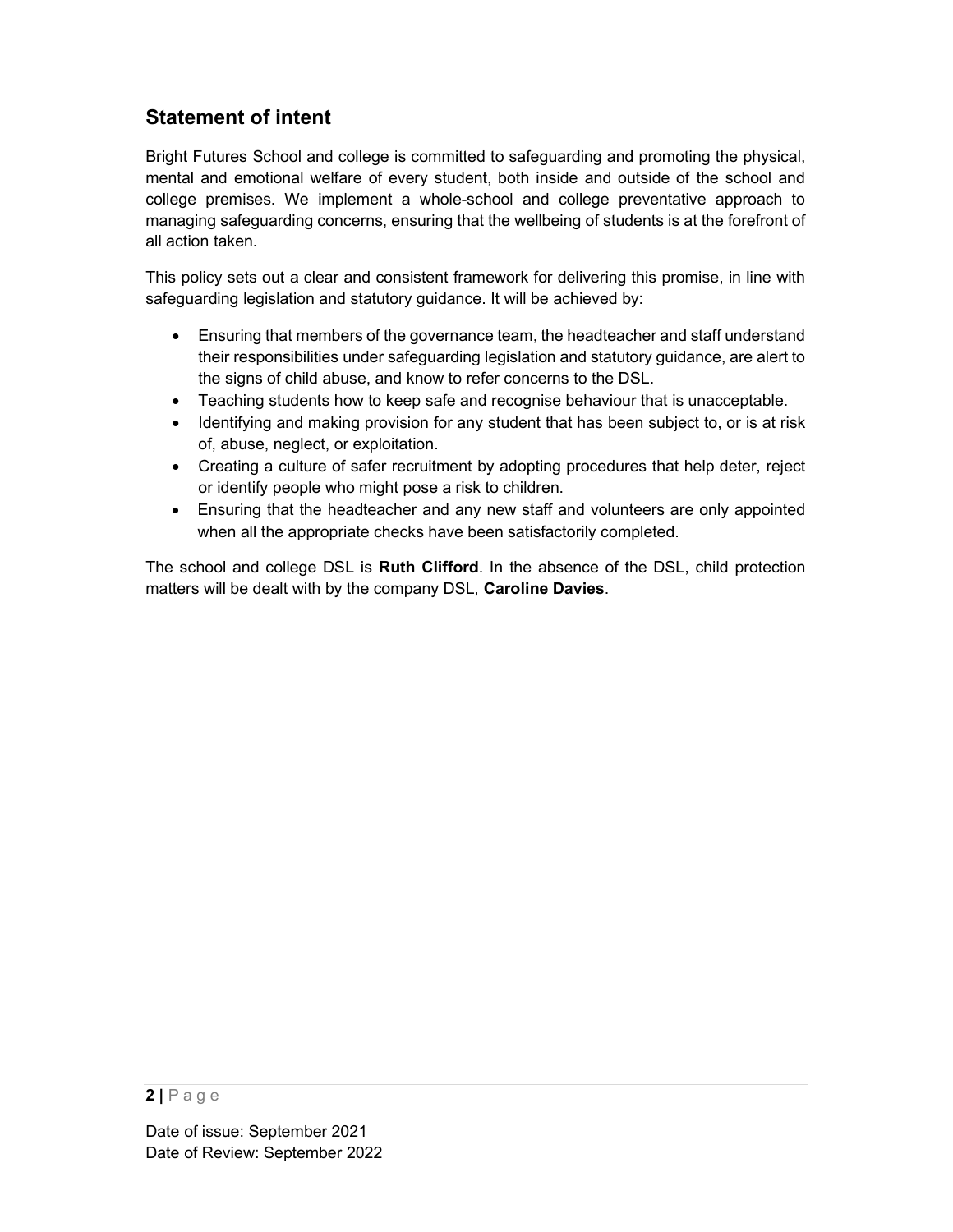## Statement of intent

Bright Futures School and college is committed to safeguarding and promoting the physical, mental and emotional welfare of every student, both inside and outside of the school and college premises. We implement a whole-school and college preventative approach to managing safeguarding concerns, ensuring that the wellbeing of students is at the forefront of all action taken.

This policy sets out a clear and consistent framework for delivering this promise, in line with safeguarding legislation and statutory guidance. It will be achieved by:

- Ensuring that members of the governance team, the headteacher and staff understand their responsibilities under safeguarding legislation and statutory guidance, are alert to the signs of child abuse, and know to refer concerns to the DSL.
- Teaching students how to keep safe and recognise behaviour that is unacceptable.
- Identifying and making provision for any student that has been subject to, or is at risk of, abuse, neglect, or exploitation.
- Creating a culture of safer recruitment by adopting procedures that help deter, reject or identify people who might pose a risk to children.
- Ensuring that the headteacher and any new staff and volunteers are only appointed when all the appropriate checks have been satisfactorily completed.

The school and college DSL is **Ruth Clifford**. In the absence of the DSL, child protection matters will be dealt with by the company DSL, **Caroline Davies**.

Date of issue: September 2021
Date of Review: September 2022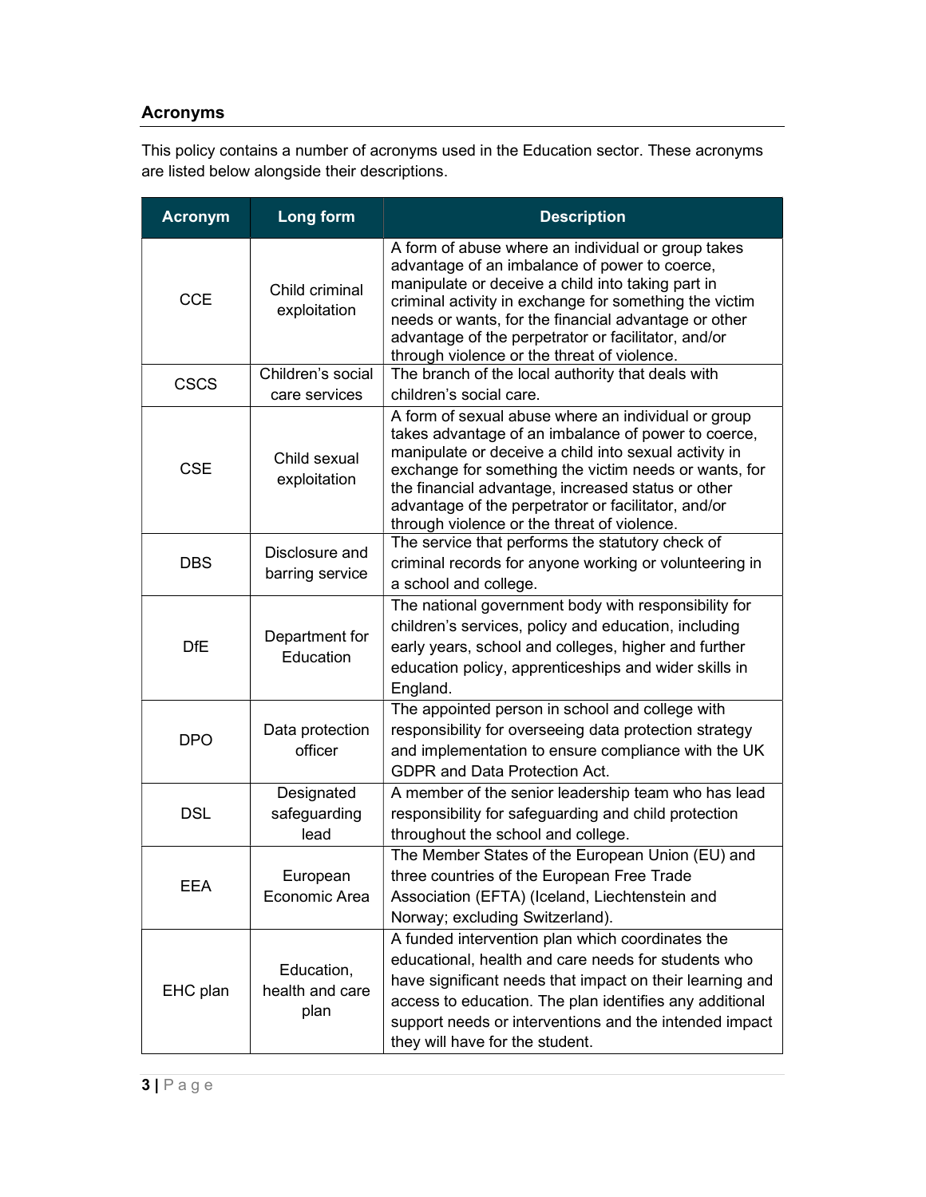## Acronyms

This policy contains a number of acronyms used in the Education sector. These acronyms are listed below alongside their descriptions.

| Acronym | Long form | Description |
|---|---|---|
| CCE | Child criminal exploitation | A form of abuse where an individual or group takes advantage of an imbalance of power to coerce, manipulate or deceive a child into taking part in criminal activity in exchange for something the victim needs or wants, for the financial advantage or other advantage of the perpetrator or facilitator, and/or through violence or the threat of violence. |
| CSCS | Children's social care services | The branch of the local authority that deals with children's social care. |
| CSE | Child sexual exploitation | A form of sexual abuse where an individual or group takes advantage of an imbalance of power to coerce, manipulate or deceive a child into sexual activity in exchange for something the victim needs or wants, for the financial advantage, increased status or other advantage of the perpetrator or facilitator, and/or through violence or the threat of violence. |
| DBS | Disclosure and barring service | The service that performs the statutory check of criminal records for anyone working or volunteering in a school and college. |
| DfE | Department for Education | The national government body with responsibility for children's services, policy and education, including early years, school and colleges, higher and further education policy, apprenticeships and wider skills in England. |
| DPO | Data protection officer | The appointed person in school and college with responsibility for overseeing data protection strategy and implementation to ensure compliance with the UK GDPR and Data Protection Act. |
| DSL | Designated safeguarding lead | A member of the senior leadership team who has lead responsibility for safeguarding and child protection throughout the school and college. |
| EEA | European Economic Area | The Member States of the European Union (EU) and three countries of the European Free Trade Association (EFTA) (Iceland, Liechtenstein and Norway; excluding Switzerland). |
| EHC plan | Education, health and care plan | A funded intervention plan which coordinates the educational, health and care needs for students who have significant needs that impact on their learning and access to education. The plan identifies any additional support needs or interventions and the intended impact they will have for the student. |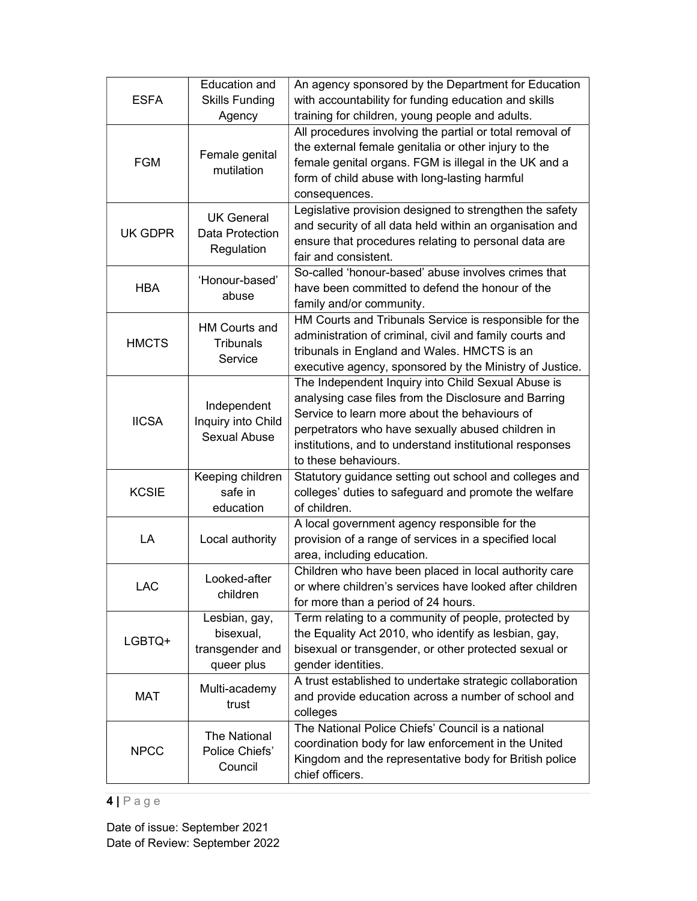| ESFA | Education and Skills Funding Agency | An agency sponsored by the Department for Education with accountability for funding education and skills training for children, young people and adults. |
|---|---|---|
| FGM | Female genital mutilation | All procedures involving the partial or total removal of the external female genitalia or other injury to the female genital organs. FGM is illegal in the UK and a form of child abuse with long-lasting harmful consequences. |
| UK GDPR | UK General Data Protection Regulation | Legislative provision designed to strengthen the safety and security of all data held within an organisation and ensure that procedures relating to personal data are fair and consistent. |
| HBA | 'Honour-based' abuse | So-called 'honour-based' abuse involves crimes that have been committed to defend the honour of the family and/or community. |
| HMCTS | HM Courts and Tribunals Service | HM Courts and Tribunals Service is responsible for the administration of criminal, civil and family courts and tribunals in England and Wales. HMCTS is an executive agency, sponsored by the Ministry of Justice. |
| IICSA | Independent Inquiry into Child Sexual Abuse | The Independent Inquiry into Child Sexual Abuse is analysing case files from the Disclosure and Barring Service to learn more about the behaviours of perpetrators who have sexually abused children in institutions, and to understand institutional responses to these behaviours. |
| KCSIE | Keeping children safe in education | Statutory guidance setting out school and colleges and colleges' duties to safeguard and promote the welfare of children. |
| LA | Local authority | A local government agency responsible for the provision of a range of services in a specified local area, including education. |
| LAC | Looked-after children | Children who have been placed in local authority care or where children's services have looked after children for more than a period of 24 hours. |
| LGBTQ+ | Lesbian, gay, bisexual, transgender and queer plus | Term relating to a community of people, protected by the Equality Act 2010, who identify as lesbian, gay, bisexual or transgender, or other protected sexual or gender identities. |
| MAT | Multi-academy trust | A trust established to undertake strategic collaboration and provide education across a number of school and colleges |
| NPCC | The National Police Chiefs' Council | The National Police Chiefs' Council is a national coordination body for law enforcement in the United Kingdom and the representative body for British police chief officers. |

Date of issue: September 2021
Date of Review: September 2022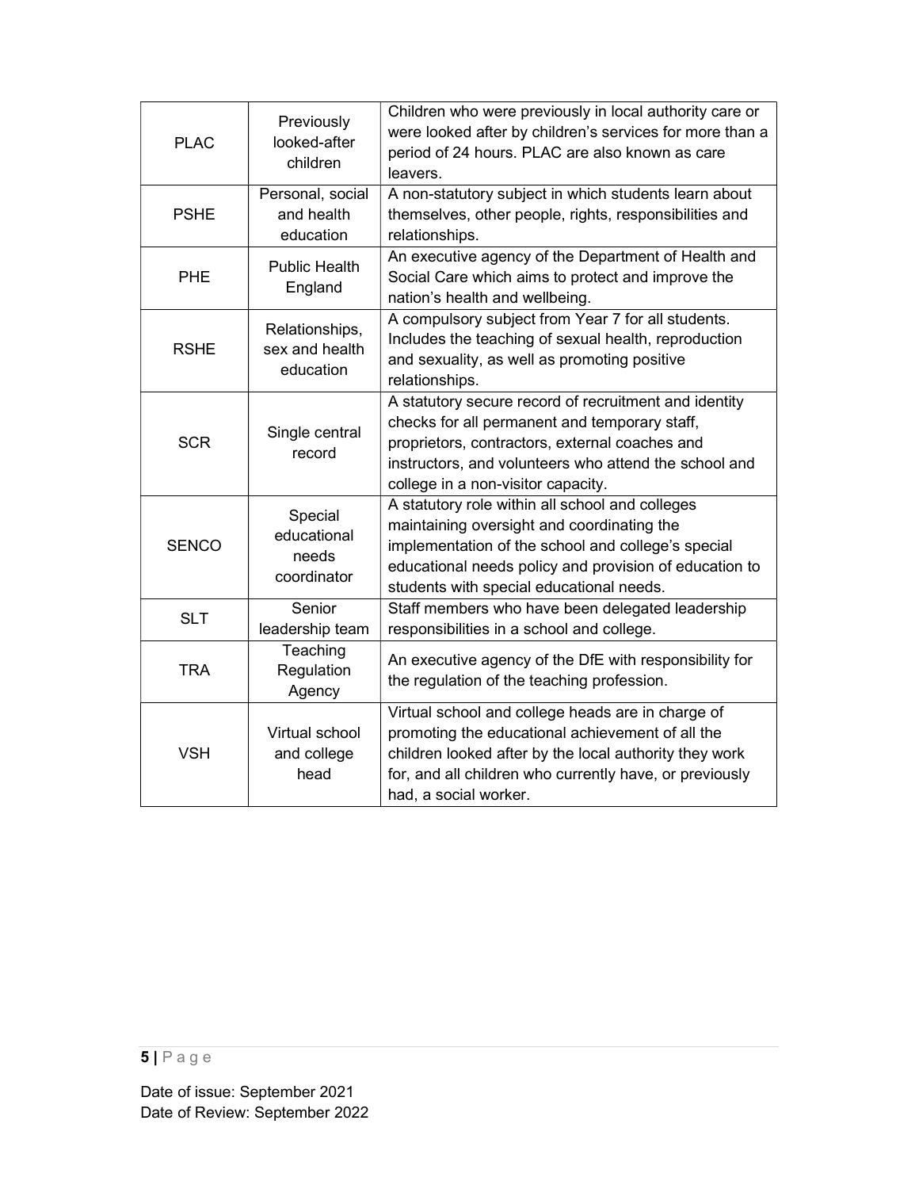| PLAC | Previously looked-after children | Children who were previously in local authority care or were looked after by children's services for more than a period of 24 hours. PLAC are also known as care leavers. |
|---|---|---|
| PSHE | Personal, social and health education | A non-statutory subject in which students learn about themselves, other people, rights, responsibilities and relationships. |
| PHE | Public Health England | An executive agency of the Department of Health and Social Care which aims to protect and improve the nation's health and wellbeing. |
| RSHE | Relationships, sex and health education | A compulsory subject from Year 7 for all students. Includes the teaching of sexual health, reproduction and sexuality, as well as promoting positive relationships. |
| SCR | Single central record | A statutory secure record of recruitment and identity checks for all permanent and temporary staff, proprietors, contractors, external coaches and instructors, and volunteers who attend the school and college in a non-visitor capacity. |
| SENCO | Special educational needs coordinator | A statutory role within all school and colleges maintaining oversight and coordinating the implementation of the school and college's special educational needs policy and provision of education to students with special educational needs. |
| SLT | Senior leadership team | Staff members who have been delegated leadership responsibilities in a school and college. |
| TRA | Teaching Regulation Agency | An executive agency of the DfE with responsibility for the regulation of the teaching profession. |
| VSH | Virtual school and college head | Virtual school and college heads are in charge of promoting the educational achievement of all the children looked after by the local authority they work for, and all children who currently have, or previously had, a social worker. |

Date of issue: September 2021
Date of Review: September 2022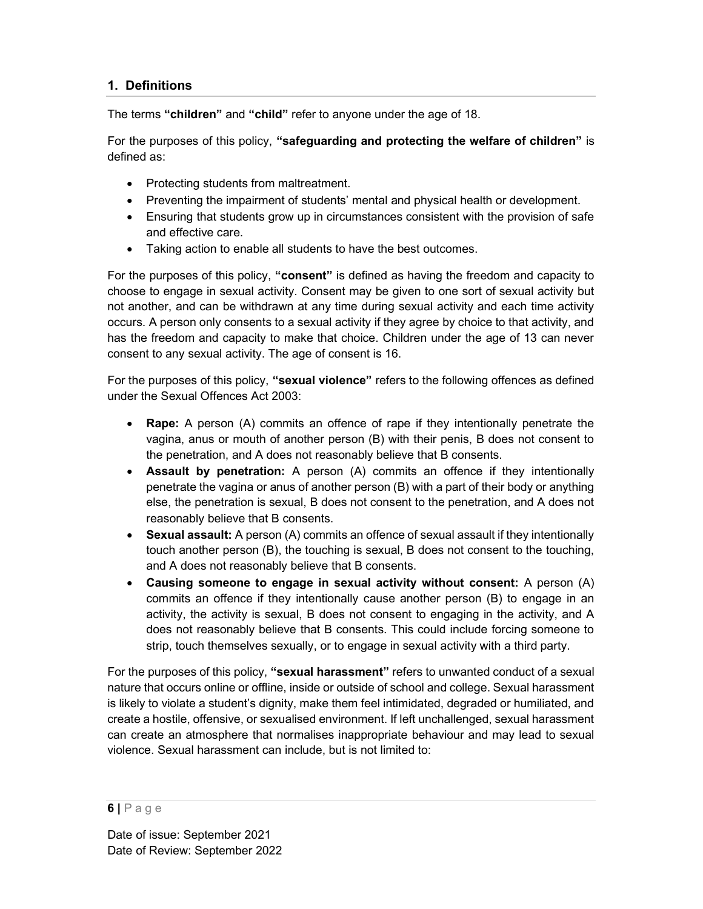## 1. Definitions

The terms **"children"** and **"child"** refer to anyone under the age of 18.

For the purposes of this policy, **"safeguarding and protecting the welfare of children"** is defined as:

- Protecting students from maltreatment.
- Preventing the impairment of students' mental and physical health or development.
- Ensuring that students grow up in circumstances consistent with the provision of safe and effective care.
- Taking action to enable all students to have the best outcomes.

For the purposes of this policy, **"consent"** is defined as having the freedom and capacity to choose to engage in sexual activity. Consent may be given to one sort of sexual activity but not another, and can be withdrawn at any time during sexual activity and each time activity occurs. A person only consents to a sexual activity if they agree by choice to that activity, and has the freedom and capacity to make that choice. Children under the age of 13 can never consent to any sexual activity. The age of consent is 16.

For the purposes of this policy, **"sexual violence"** refers to the following offences as defined under the Sexual Offences Act 2003:

- **Rape:** A person (A) commits an offence of rape if they intentionally penetrate the vagina, anus or mouth of another person (B) with their penis, B does not consent to the penetration, and A does not reasonably believe that B consents.
- **Assault by penetration:** A person (A) commits an offence if they intentionally penetrate the vagina or anus of another person (B) with a part of their body or anything else, the penetration is sexual, B does not consent to the penetration, and A does not reasonably believe that B consents.
- **Sexual assault:** A person (A) commits an offence of sexual assault if they intentionally touch another person (B), the touching is sexual, B does not consent to the touching, and A does not reasonably believe that B consents.
- **Causing someone to engage in sexual activity without consent:** A person (A) commits an offence if they intentionally cause another person (B) to engage in an activity, the activity is sexual, B does not consent to engaging in the activity, and A does not reasonably believe that B consents. This could include forcing someone to strip, touch themselves sexually, or to engage in sexual activity with a third party.

For the purposes of this policy, **"sexual harassment"** refers to unwanted conduct of a sexual nature that occurs online or offline, inside or outside of school and college. Sexual harassment is likely to violate a student's dignity, make them feel intimidated, degraded or humiliated, and create a hostile, offensive, or sexualised environment. If left unchallenged, sexual harassment can create an atmosphere that normalises inappropriate behaviour and may lead to sexual violence. Sexual harassment can include, but is not limited to: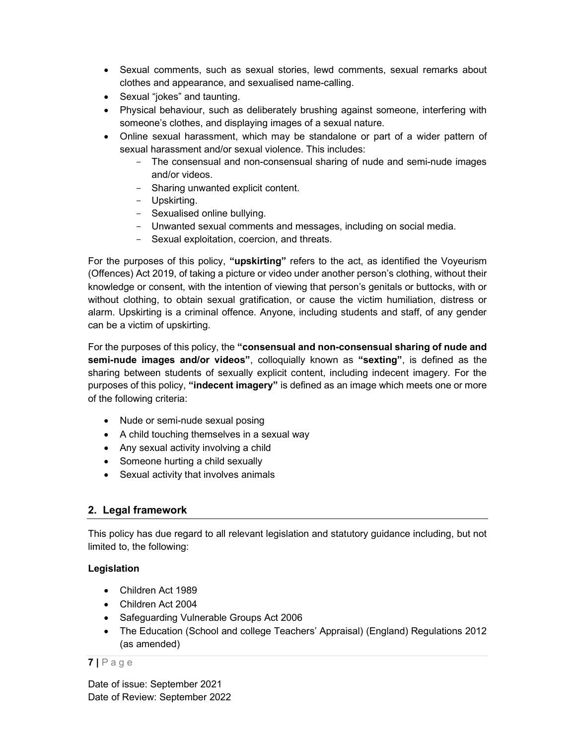- Sexual comments, such as sexual stories, lewd comments, sexual remarks about clothes and appearance, and sexualised name-calling.
- Sexual "jokes" and taunting.
- Physical behaviour, such as deliberately brushing against someone, interfering with someone's clothes, and displaying images of a sexual nature.
- Online sexual harassment, which may be standalone or part of a wider pattern of sexual harassment and/or sexual violence. This includes:
  - The consensual and non-consensual sharing of nude and semi-nude images and/or videos.
  - Sharing unwanted explicit content.
  - Upskirting.
  - Sexualised online bullying.
  - Unwanted sexual comments and messages, including on social media.
  - Sexual exploitation, coercion, and threats.

For the purposes of this policy, **"upskirting"** refers to the act, as identified the Voyeurism (Offences) Act 2019, of taking a picture or video under another person's clothing, without their knowledge or consent, with the intention of viewing that person's genitals or buttocks, with or without clothing, to obtain sexual gratification, or cause the victim humiliation, distress or alarm. Upskirting is a criminal offence. Anyone, including students and staff, of any gender can be a victim of upskirting.

For the purposes of this policy, the **"consensual and non-consensual sharing of nude and semi-nude images and/or videos"**, colloquially known as **"sexting"**, is defined as the sharing between students of sexually explicit content, including indecent imagery. For the purposes of this policy, **"indecent imagery"** is defined as an image which meets one or more of the following criteria:

- Nude or semi-nude sexual posing
- A child touching themselves in a sexual way
- Any sexual activity involving a child
- Someone hurting a child sexually
- Sexual activity that involves animals

## 2. Legal framework

This policy has due regard to all relevant legislation and statutory guidance including, but not limited to, the following:

**Legislation**

- Children Act 1989
- Children Act 2004
- Safeguarding Vulnerable Groups Act 2006
- The Education (School and college Teachers' Appraisal) (England) Regulations 2012 (as amended)

Date of issue: September 2021
Date of Review: September 2022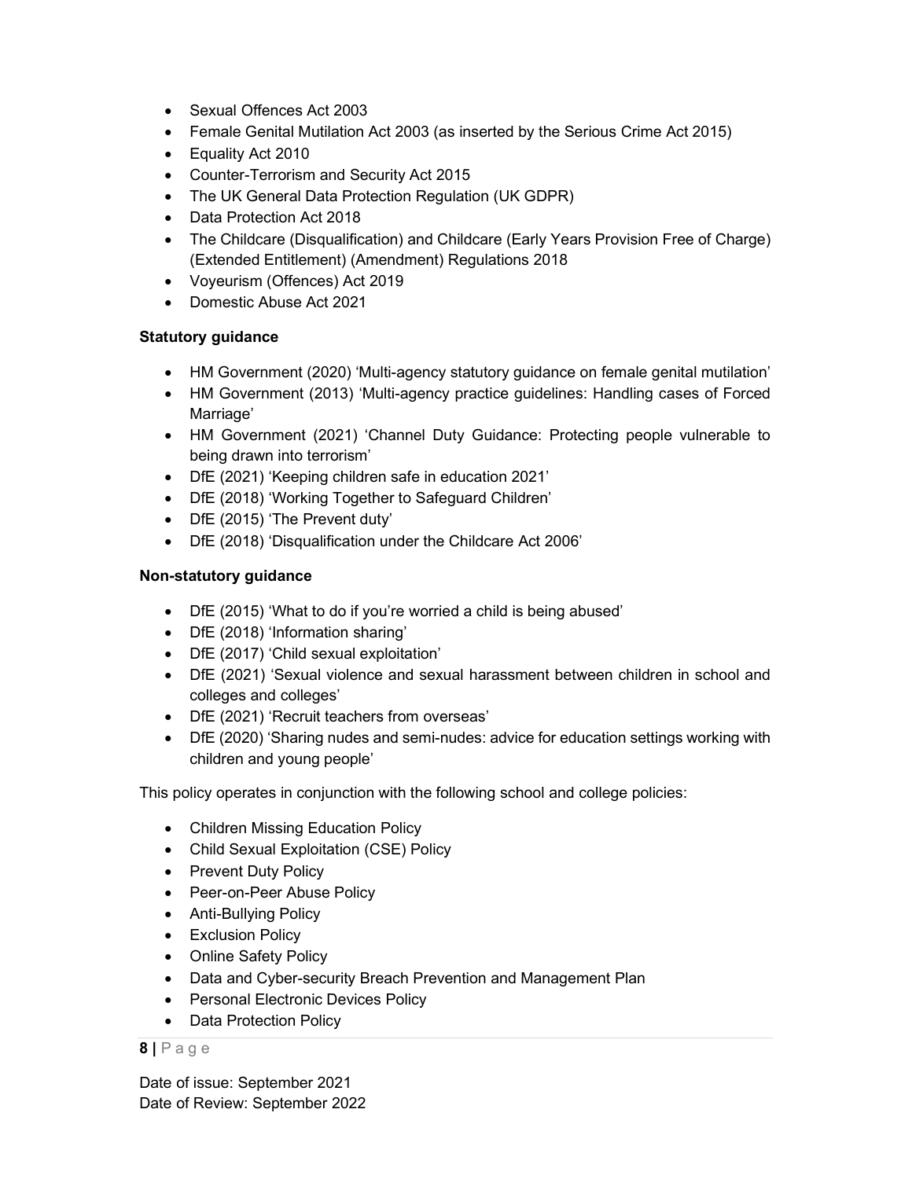- Sexual Offences Act 2003
- Female Genital Mutilation Act 2003 (as inserted by the Serious Crime Act 2015)
- Equality Act 2010
- Counter-Terrorism and Security Act 2015
- The UK General Data Protection Regulation (UK GDPR)
- Data Protection Act 2018
- The Childcare (Disqualification) and Childcare (Early Years Provision Free of Charge) (Extended Entitlement) (Amendment) Regulations 2018
- Voyeurism (Offences) Act 2019
- Domestic Abuse Act 2021

**Statutory guidance**

- HM Government (2020) 'Multi-agency statutory guidance on female genital mutilation'
- HM Government (2013) 'Multi-agency practice guidelines: Handling cases of Forced Marriage'
- HM Government (2021) 'Channel Duty Guidance: Protecting people vulnerable to being drawn into terrorism'
- DfE (2021) 'Keeping children safe in education 2021'
- DfE (2018) 'Working Together to Safeguard Children'
- DfE (2015) 'The Prevent duty'
- DfE (2018) 'Disqualification under the Childcare Act 2006'

**Non-statutory guidance**

- DfE (2015) 'What to do if you're worried a child is being abused'
- DfE (2018) 'Information sharing'
- DfE (2017) 'Child sexual exploitation'
- DfE (2021) 'Sexual violence and sexual harassment between children in school and colleges and colleges'
- DfE (2021) 'Recruit teachers from overseas'
- DfE (2020) 'Sharing nudes and semi-nudes: advice for education settings working with children and young people'

This policy operates in conjunction with the following school and college policies:

- Children Missing Education Policy
- Child Sexual Exploitation (CSE) Policy
- Prevent Duty Policy
- Peer-on-Peer Abuse Policy
- Anti-Bullying Policy
- Exclusion Policy
- Online Safety Policy
- Data and Cyber-security Breach Prevention and Management Plan
- Personal Electronic Devices Policy
- Data Protection Policy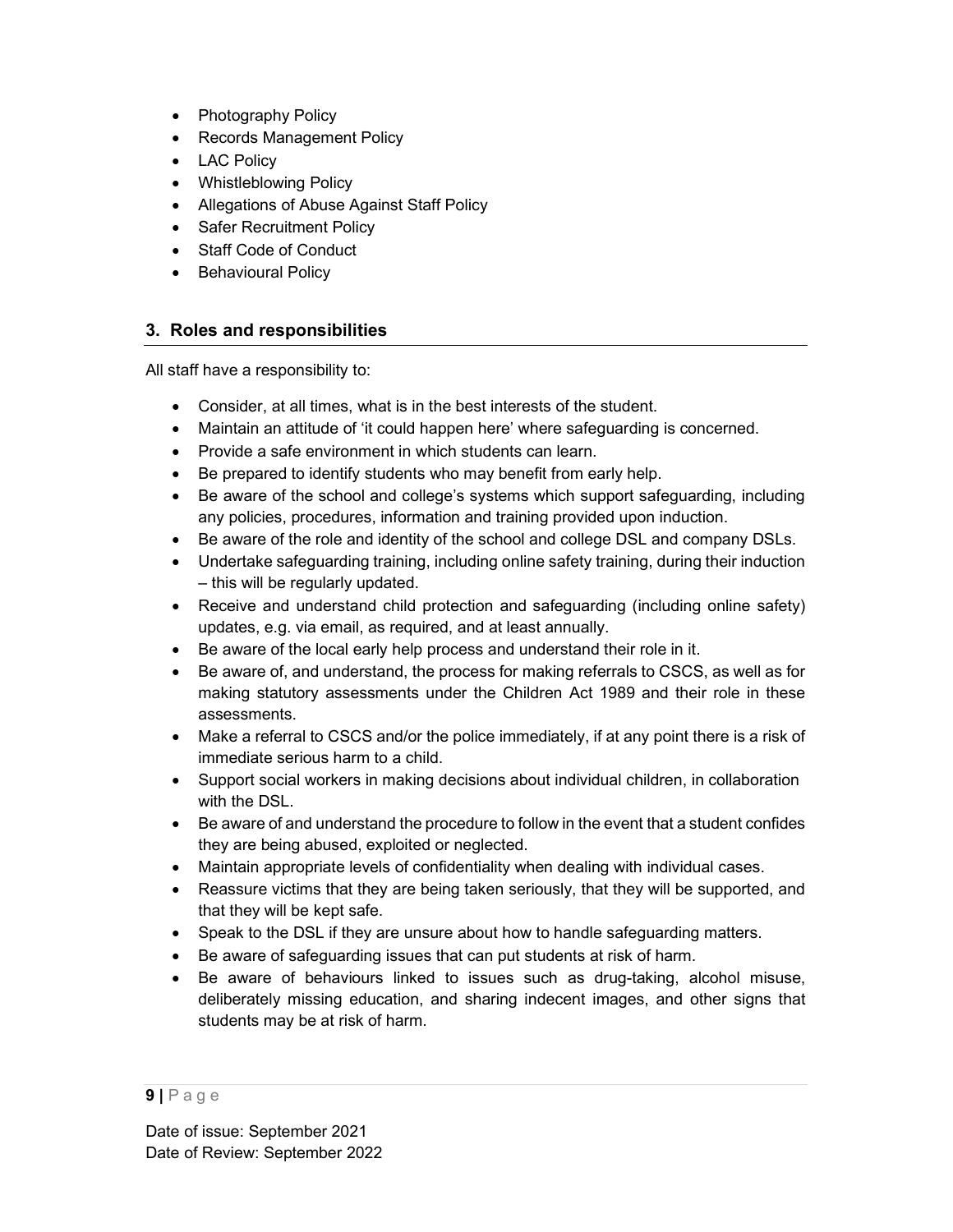- Photography Policy
- Records Management Policy
- LAC Policy
- Whistleblowing Policy
- Allegations of Abuse Against Staff Policy
- Safer Recruitment Policy
- Staff Code of Conduct
- Behavioural Policy

## 3. Roles and responsibilities

All staff have a responsibility to:

- Consider, at all times, what is in the best interests of the student.
- Maintain an attitude of 'it could happen here' where safeguarding is concerned.
- Provide a safe environment in which students can learn.
- Be prepared to identify students who may benefit from early help.
- Be aware of the school and college's systems which support safeguarding, including any policies, procedures, information and training provided upon induction.
- Be aware of the role and identity of the school and college DSL and company DSLs.
- Undertake safeguarding training, including online safety training, during their induction – this will be regularly updated.
- Receive and understand child protection and safeguarding (including online safety) updates, e.g. via email, as required, and at least annually.
- Be aware of the local early help process and understand their role in it.
- Be aware of, and understand, the process for making referrals to CSCS, as well as for making statutory assessments under the Children Act 1989 and their role in these assessments.
- Make a referral to CSCS and/or the police immediately, if at any point there is a risk of immediate serious harm to a child.
- Support social workers in making decisions about individual children, in collaboration with the DSL.
- Be aware of and understand the procedure to follow in the event that a student confides they are being abused, exploited or neglected.
- Maintain appropriate levels of confidentiality when dealing with individual cases.
- Reassure victims that they are being taken seriously, that they will be supported, and that they will be kept safe.
- Speak to the DSL if they are unsure about how to handle safeguarding matters.
- Be aware of safeguarding issues that can put students at risk of harm.
- Be aware of behaviours linked to issues such as drug-taking, alcohol misuse, deliberately missing education, and sharing indecent images, and other signs that students may be at risk of harm.

Date of issue: September 2021
Date of Review: September 2022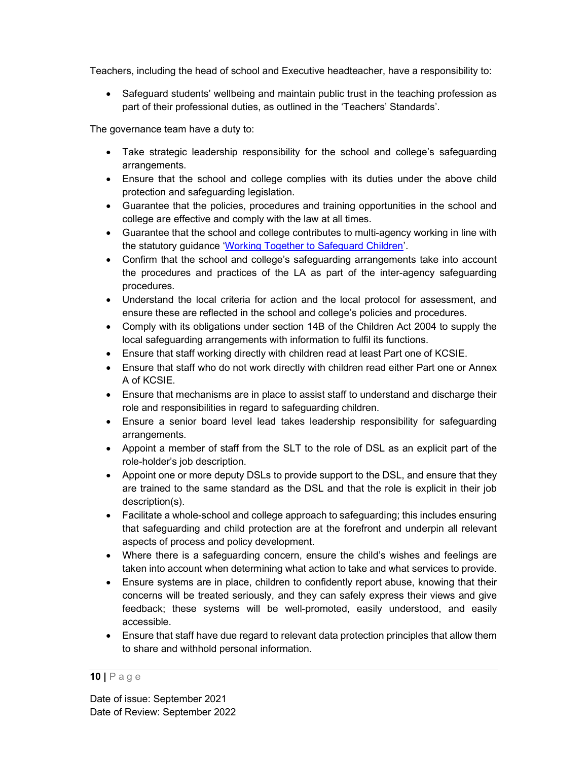Teachers, including the head of school and Executive headteacher, have a responsibility to:

- Safeguard students' wellbeing and maintain public trust in the teaching profession as part of their professional duties, as outlined in the 'Teachers' Standards'.

The governance team have a duty to:

- Take strategic leadership responsibility for the school and college's safeguarding arrangements.
- Ensure that the school and college complies with its duties under the above child protection and safeguarding legislation.
- Guarantee that the policies, procedures and training opportunities in the school and college are effective and comply with the law at all times.
- Guarantee that the school and college contributes to multi-agency working in line with the statutory guidance '[Working Together to Safeguard Children](#)'.
- Confirm that the school and college's safeguarding arrangements take into account the procedures and practices of the LA as part of the inter-agency safeguarding procedures.
- Understand the local criteria for action and the local protocol for assessment, and ensure these are reflected in the school and college's policies and procedures.
- Comply with its obligations under section 14B of the Children Act 2004 to supply the local safeguarding arrangements with information to fulfil its functions.
- Ensure that staff working directly with children read at least Part one of KCSIE.
- Ensure that staff who do not work directly with children read either Part one or Annex A of KCSIE.
- Ensure that mechanisms are in place to assist staff to understand and discharge their role and responsibilities in regard to safeguarding children.
- Ensure a senior board level lead takes leadership responsibility for safeguarding arrangements.
- Appoint a member of staff from the SLT to the role of DSL as an explicit part of the role-holder's job description.
- Appoint one or more deputy DSLs to provide support to the DSL, and ensure that they are trained to the same standard as the DSL and that the role is explicit in their job description(s).
- Facilitate a whole-school and college approach to safeguarding; this includes ensuring that safeguarding and child protection are at the forefront and underpin all relevant aspects of process and policy development.
- Where there is a safeguarding concern, ensure the child's wishes and feelings are taken into account when determining what action to take and what services to provide.
- Ensure systems are in place, children to confidently report abuse, knowing that their concerns will be treated seriously, and they can safely express their views and give feedback; these systems will be well-promoted, easily understood, and easily accessible.
- Ensure that staff have due regard to relevant data protection principles that allow them to share and withhold personal information.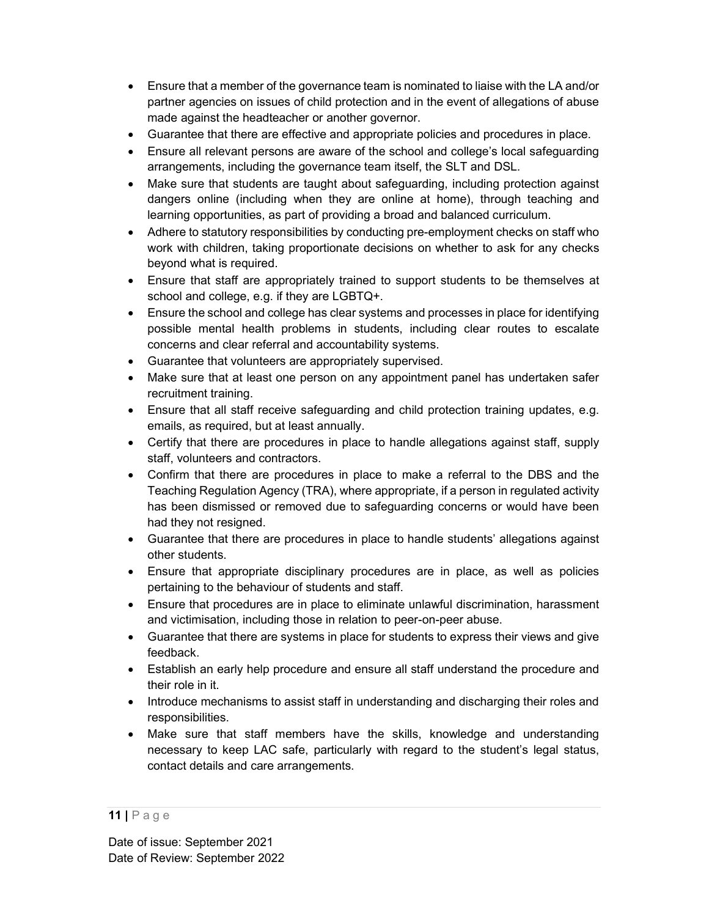- Ensure that a member of the governance team is nominated to liaise with the LA and/or partner agencies on issues of child protection and in the event of allegations of abuse made against the headteacher or another governor.
- Guarantee that there are effective and appropriate policies and procedures in place.
- Ensure all relevant persons are aware of the school and college's local safeguarding arrangements, including the governance team itself, the SLT and DSL.
- Make sure that students are taught about safeguarding, including protection against dangers online (including when they are online at home), through teaching and learning opportunities, as part of providing a broad and balanced curriculum.
- Adhere to statutory responsibilities by conducting pre-employment checks on staff who work with children, taking proportionate decisions on whether to ask for any checks beyond what is required.
- Ensure that staff are appropriately trained to support students to be themselves at school and college, e.g. if they are LGBTQ+.
- Ensure the school and college has clear systems and processes in place for identifying possible mental health problems in students, including clear routes to escalate concerns and clear referral and accountability systems.
- Guarantee that volunteers are appropriately supervised.
- Make sure that at least one person on any appointment panel has undertaken safer recruitment training.
- Ensure that all staff receive safeguarding and child protection training updates, e.g. emails, as required, but at least annually.
- Certify that there are procedures in place to handle allegations against staff, supply staff, volunteers and contractors.
- Confirm that there are procedures in place to make a referral to the DBS and the Teaching Regulation Agency (TRA), where appropriate, if a person in regulated activity has been dismissed or removed due to safeguarding concerns or would have been had they not resigned.
- Guarantee that there are procedures in place to handle students' allegations against other students.
- Ensure that appropriate disciplinary procedures are in place, as well as policies pertaining to the behaviour of students and staff.
- Ensure that procedures are in place to eliminate unlawful discrimination, harassment and victimisation, including those in relation to peer-on-peer abuse.
- Guarantee that there are systems in place for students to express their views and give feedback.
- Establish an early help procedure and ensure all staff understand the procedure and their role in it.
- Introduce mechanisms to assist staff in understanding and discharging their roles and responsibilities.
- Make sure that staff members have the skills, knowledge and understanding necessary to keep LAC safe, particularly with regard to the student's legal status, contact details and care arrangements.

Date of issue: September 2021
Date of Review: September 2022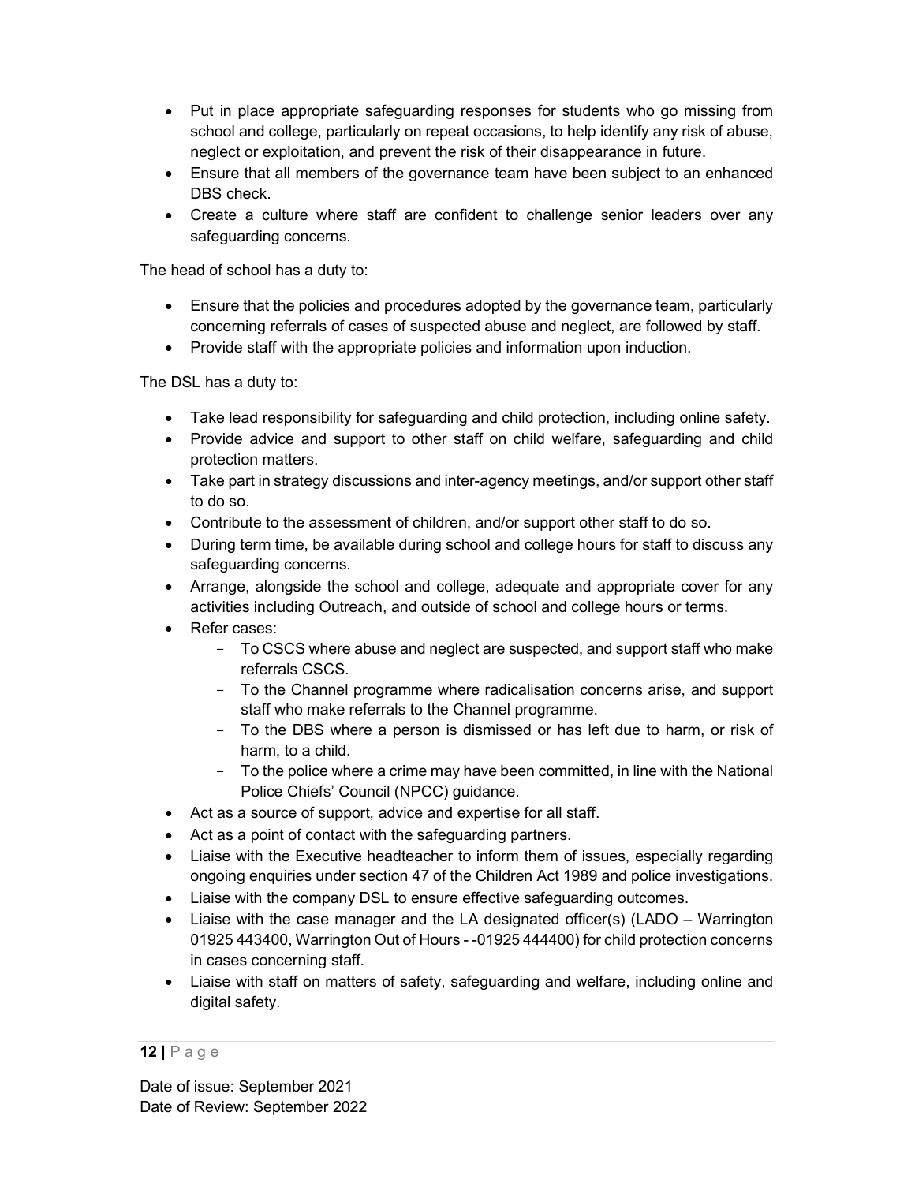- Put in place appropriate safeguarding responses for students who go missing from school and college, particularly on repeat occasions, to help identify any risk of abuse, neglect or exploitation, and prevent the risk of their disappearance in future.
- Ensure that all members of the governance team have been subject to an enhanced DBS check.
- Create a culture where staff are confident to challenge senior leaders over any safeguarding concerns.

The head of school has a duty to:

- Ensure that the policies and procedures adopted by the governance team, particularly concerning referrals of cases of suspected abuse and neglect, are followed by staff.
- Provide staff with the appropriate policies and information upon induction.

The DSL has a duty to:

- Take lead responsibility for safeguarding and child protection, including online safety.
- Provide advice and support to other staff on child welfare, safeguarding and child protection matters.
- Take part in strategy discussions and inter-agency meetings, and/or support other staff to do so.
- Contribute to the assessment of children, and/or support other staff to do so.
- During term time, be available during school and college hours for staff to discuss any safeguarding concerns.
- Arrange, alongside the school and college, adequate and appropriate cover for any activities including Outreach, and outside of school and college hours or terms.
- Refer cases:
  - To CSCS where abuse and neglect are suspected, and support staff who make referrals CSCS.
  - To the Channel programme where radicalisation concerns arise, and support staff who make referrals to the Channel programme.
  - To the DBS where a person is dismissed or has left due to harm, or risk of harm, to a child.
  - To the police where a crime may have been committed, in line with the National Police Chiefs' Council (NPCC) guidance.
- Act as a source of support, advice and expertise for all staff.
- Act as a point of contact with the safeguarding partners.
- Liaise with the Executive headteacher to inform them of issues, especially regarding ongoing enquiries under section 47 of the Children Act 1989 and police investigations.
- Liaise with the company DSL to ensure effective safeguarding outcomes.
- Liaise with the case manager and the LA designated officer(s) (LADO – Warrington 01925 443400, Warrington Out of Hours - -01925 444400) for child protection concerns in cases concerning staff.
- Liaise with staff on matters of safety, safeguarding and welfare, including online and digital safety.

Date of issue: September 2021
Date of Review: September 2022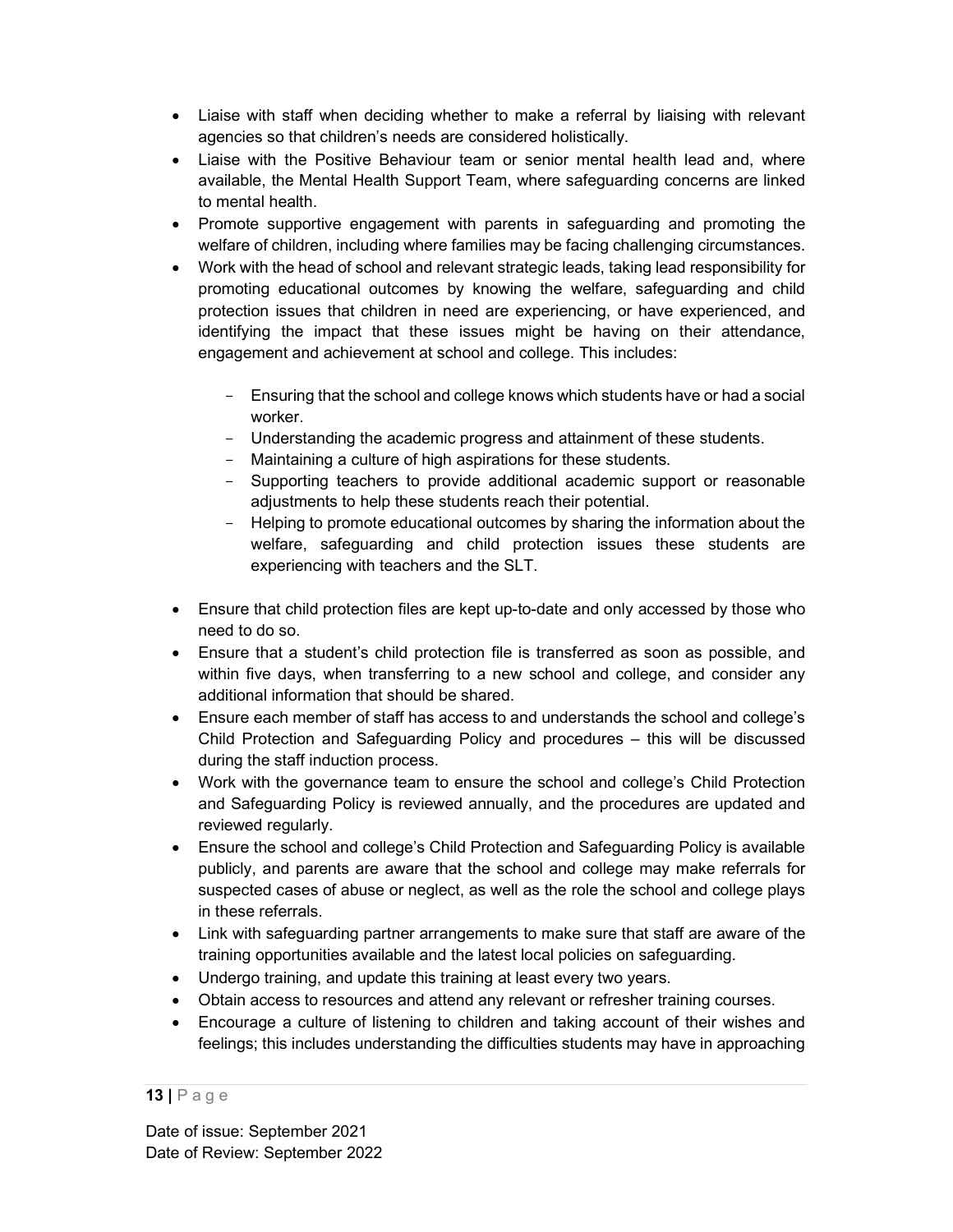- Liaise with staff when deciding whether to make a referral by liaising with relevant agencies so that children's needs are considered holistically.
- Liaise with the Positive Behaviour team or senior mental health lead and, where available, the Mental Health Support Team, where safeguarding concerns are linked to mental health.
- Promote supportive engagement with parents in safeguarding and promoting the welfare of children, including where families may be facing challenging circumstances.
- Work with the head of school and relevant strategic leads, taking lead responsibility for promoting educational outcomes by knowing the welfare, safeguarding and child protection issues that children in need are experiencing, or have experienced, and identifying the impact that these issues might be having on their attendance, engagement and achievement at school and college. This includes:
  - Ensuring that the school and college knows which students have or had a social worker.
  - Understanding the academic progress and attainment of these students.
  - Maintaining a culture of high aspirations for these students.
  - Supporting teachers to provide additional academic support or reasonable adjustments to help these students reach their potential.
  - Helping to promote educational outcomes by sharing the information about the welfare, safeguarding and child protection issues these students are experiencing with teachers and the SLT.
- Ensure that child protection files are kept up-to-date and only accessed by those who need to do so.
- Ensure that a student's child protection file is transferred as soon as possible, and within five days, when transferring to a new school and college, and consider any additional information that should be shared.
- Ensure each member of staff has access to and understands the school and college's Child Protection and Safeguarding Policy and procedures – this will be discussed during the staff induction process.
- Work with the governance team to ensure the school and college's Child Protection and Safeguarding Policy is reviewed annually, and the procedures are updated and reviewed regularly.
- Ensure the school and college's Child Protection and Safeguarding Policy is available publicly, and parents are aware that the school and college may make referrals for suspected cases of abuse or neglect, as well as the role the school and college plays in these referrals.
- Link with safeguarding partner arrangements to make sure that staff are aware of the training opportunities available and the latest local policies on safeguarding.
- Undergo training, and update this training at least every two years.
- Obtain access to resources and attend any relevant or refresher training courses.
- Encourage a culture of listening to children and taking account of their wishes and feelings; this includes understanding the difficulties students may have in approaching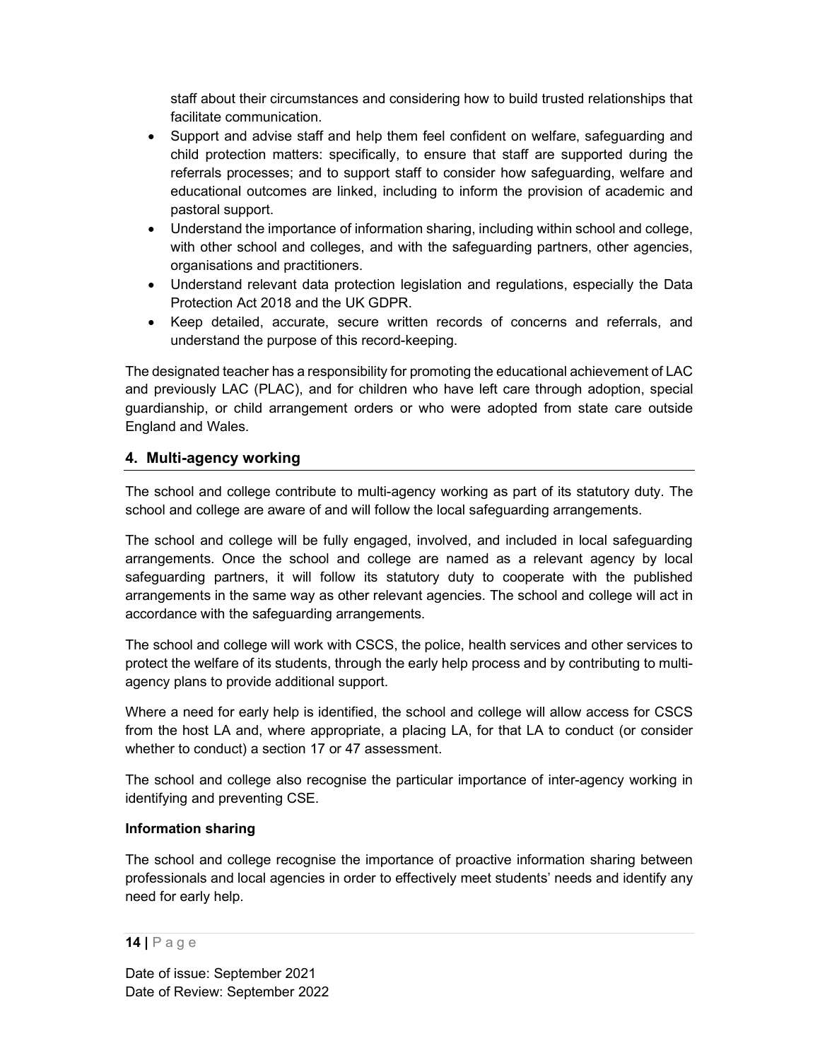staff about their circumstances and considering how to build trusted relationships that facilitate communication.

- Support and advise staff and help them feel confident on welfare, safeguarding and child protection matters: specifically, to ensure that staff are supported during the referrals processes; and to support staff to consider how safeguarding, welfare and educational outcomes are linked, including to inform the provision of academic and pastoral support.
- Understand the importance of information sharing, including within school and college, with other school and colleges, and with the safeguarding partners, other agencies, organisations and practitioners.
- Understand relevant data protection legislation and regulations, especially the Data Protection Act 2018 and the UK GDPR.
- Keep detailed, accurate, secure written records of concerns and referrals, and understand the purpose of this record-keeping.

The designated teacher has a responsibility for promoting the educational achievement of LAC and previously LAC (PLAC), and for children who have left care through adoption, special guardianship, or child arrangement orders or who were adopted from state care outside England and Wales.

## 4. Multi-agency working

The school and college contribute to multi-agency working as part of its statutory duty. The school and college are aware of and will follow the local safeguarding arrangements.

The school and college will be fully engaged, involved, and included in local safeguarding arrangements. Once the school and college are named as a relevant agency by local safeguarding partners, it will follow its statutory duty to cooperate with the published arrangements in the same way as other relevant agencies. The school and college will act in accordance with the safeguarding arrangements.

The school and college will work with CSCS, the police, health services and other services to protect the welfare of its students, through the early help process and by contributing to multi-agency plans to provide additional support.

Where a need for early help is identified, the school and college will allow access for CSCS from the host LA and, where appropriate, a placing LA, for that LA to conduct (or consider whether to conduct) a section 17 or 47 assessment.

The school and college also recognise the particular importance of inter-agency working in identifying and preventing CSE.

**Information sharing**

The school and college recognise the importance of proactive information sharing between professionals and local agencies in order to effectively meet students' needs and identify any need for early help.

Date of issue: September 2021
Date of Review: September 2022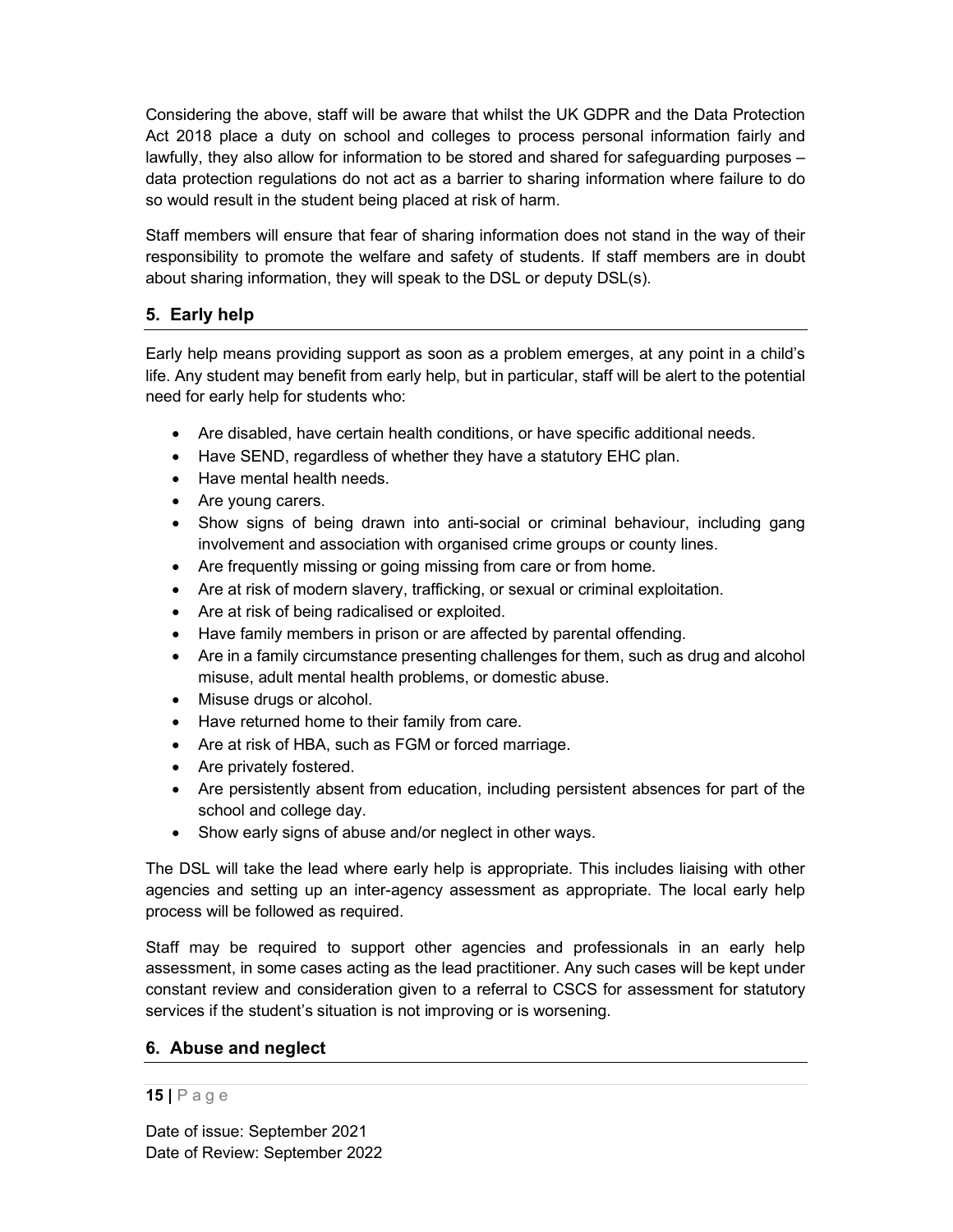Considering the above, staff will be aware that whilst the UK GDPR and the Data Protection Act 2018 place a duty on school and colleges to process personal information fairly and lawfully, they also allow for information to be stored and shared for safeguarding purposes – data protection regulations do not act as a barrier to sharing information where failure to do so would result in the student being placed at risk of harm.

Staff members will ensure that fear of sharing information does not stand in the way of their responsibility to promote the welfare and safety of students. If staff members are in doubt about sharing information, they will speak to the DSL or deputy DSL(s).

## 5. Early help

Early help means providing support as soon as a problem emerges, at any point in a child's life. Any student may benefit from early help, but in particular, staff will be alert to the potential need for early help for students who:

- Are disabled, have certain health conditions, or have specific additional needs.
- Have SEND, regardless of whether they have a statutory EHC plan.
- Have mental health needs.
- Are young carers.
- Show signs of being drawn into anti-social or criminal behaviour, including gang involvement and association with organised crime groups or county lines.
- Are frequently missing or going missing from care or from home.
- Are at risk of modern slavery, trafficking, or sexual or criminal exploitation.
- Are at risk of being radicalised or exploited.
- Have family members in prison or are affected by parental offending.
- Are in a family circumstance presenting challenges for them, such as drug and alcohol misuse, adult mental health problems, or domestic abuse.
- Misuse drugs or alcohol.
- Have returned home to their family from care.
- Are at risk of HBA, such as FGM or forced marriage.
- Are privately fostered.
- Are persistently absent from education, including persistent absences for part of the school and college day.
- Show early signs of abuse and/or neglect in other ways.

The DSL will take the lead where early help is appropriate. This includes liaising with other agencies and setting up an inter-agency assessment as appropriate. The local early help process will be followed as required.

Staff may be required to support other agencies and professionals in an early help assessment, in some cases acting as the lead practitioner. Any such cases will be kept under constant review and consideration given to a referral to CSCS for assessment for statutory services if the student's situation is not improving or is worsening.

## 6. Abuse and neglect

Date of issue: September 2021
Date of Review: September 2022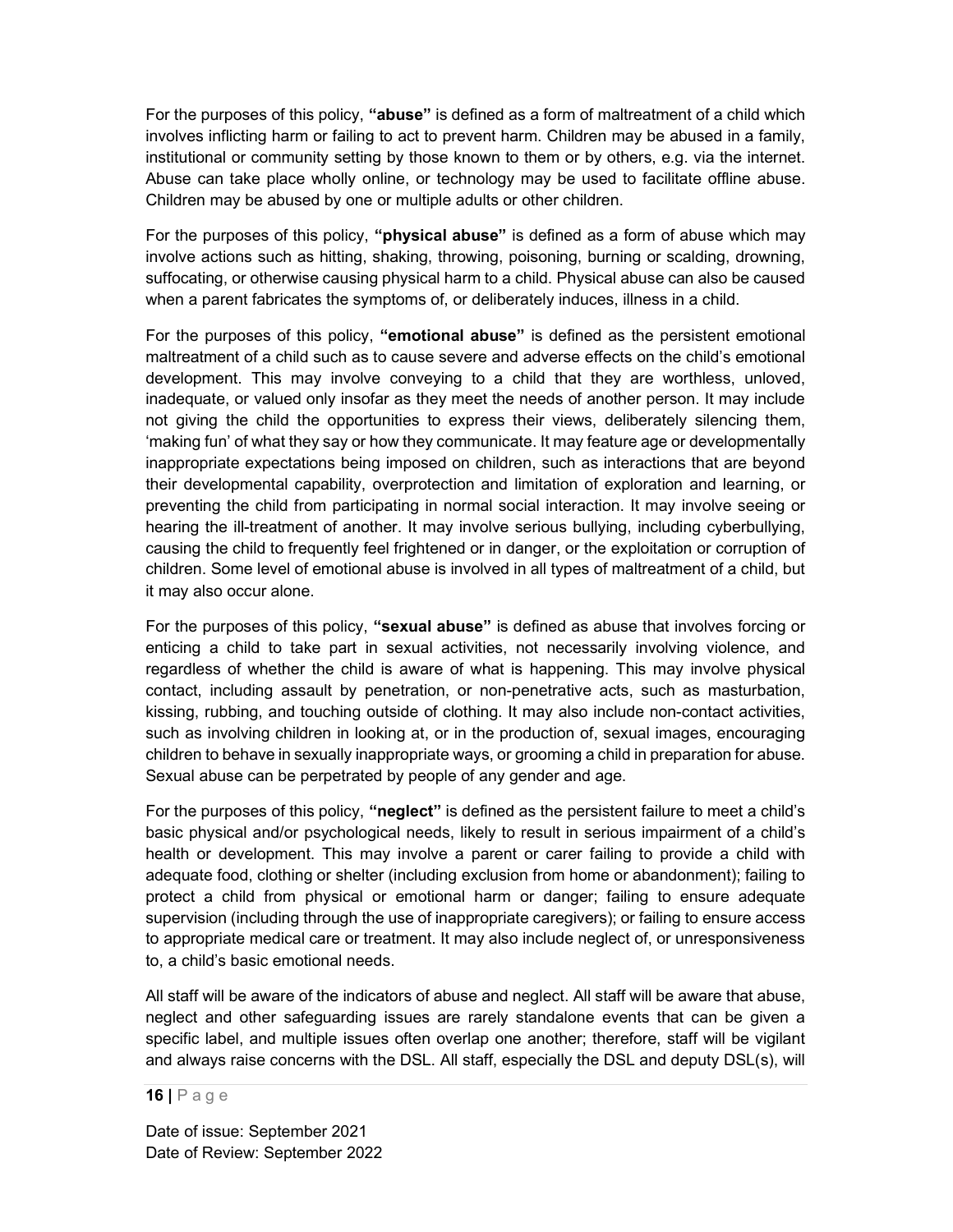For the purposes of this policy, **"abuse"** is defined as a form of maltreatment of a child which involves inflicting harm or failing to act to prevent harm. Children may be abused in a family, institutional or community setting by those known to them or by others, e.g. via the internet. Abuse can take place wholly online, or technology may be used to facilitate offline abuse. Children may be abused by one or multiple adults or other children.

For the purposes of this policy, **"physical abuse"** is defined as a form of abuse which may involve actions such as hitting, shaking, throwing, poisoning, burning or scalding, drowning, suffocating, or otherwise causing physical harm to a child. Physical abuse can also be caused when a parent fabricates the symptoms of, or deliberately induces, illness in a child.

For the purposes of this policy, **"emotional abuse"** is defined as the persistent emotional maltreatment of a child such as to cause severe and adverse effects on the child's emotional development. This may involve conveying to a child that they are worthless, unloved, inadequate, or valued only insofar as they meet the needs of another person. It may include not giving the child the opportunities to express their views, deliberately silencing them, 'making fun' of what they say or how they communicate. It may feature age or developmentally inappropriate expectations being imposed on children, such as interactions that are beyond their developmental capability, overprotection and limitation of exploration and learning, or preventing the child from participating in normal social interaction. It may involve seeing or hearing the ill-treatment of another. It may involve serious bullying, including cyberbullying, causing the child to frequently feel frightened or in danger, or the exploitation or corruption of children. Some level of emotional abuse is involved in all types of maltreatment of a child, but it may also occur alone.

For the purposes of this policy, **"sexual abuse"** is defined as abuse that involves forcing or enticing a child to take part in sexual activities, not necessarily involving violence, and regardless of whether the child is aware of what is happening. This may involve physical contact, including assault by penetration, or non-penetrative acts, such as masturbation, kissing, rubbing, and touching outside of clothing. It may also include non-contact activities, such as involving children in looking at, or in the production of, sexual images, encouraging children to behave in sexually inappropriate ways, or grooming a child in preparation for abuse. Sexual abuse can be perpetrated by people of any gender and age.

For the purposes of this policy, **"neglect"** is defined as the persistent failure to meet a child's basic physical and/or psychological needs, likely to result in serious impairment of a child's health or development. This may involve a parent or carer failing to provide a child with adequate food, clothing or shelter (including exclusion from home or abandonment); failing to protect a child from physical or emotional harm or danger; failing to ensure adequate supervision (including through the use of inappropriate caregivers); or failing to ensure access to appropriate medical care or treatment. It may also include neglect of, or unresponsiveness to, a child's basic emotional needs.

All staff will be aware of the indicators of abuse and neglect. All staff will be aware that abuse, neglect and other safeguarding issues are rarely standalone events that can be given a specific label, and multiple issues often overlap one another; therefore, staff will be vigilant and always raise concerns with the DSL. All staff, especially the DSL and deputy DSL(s), will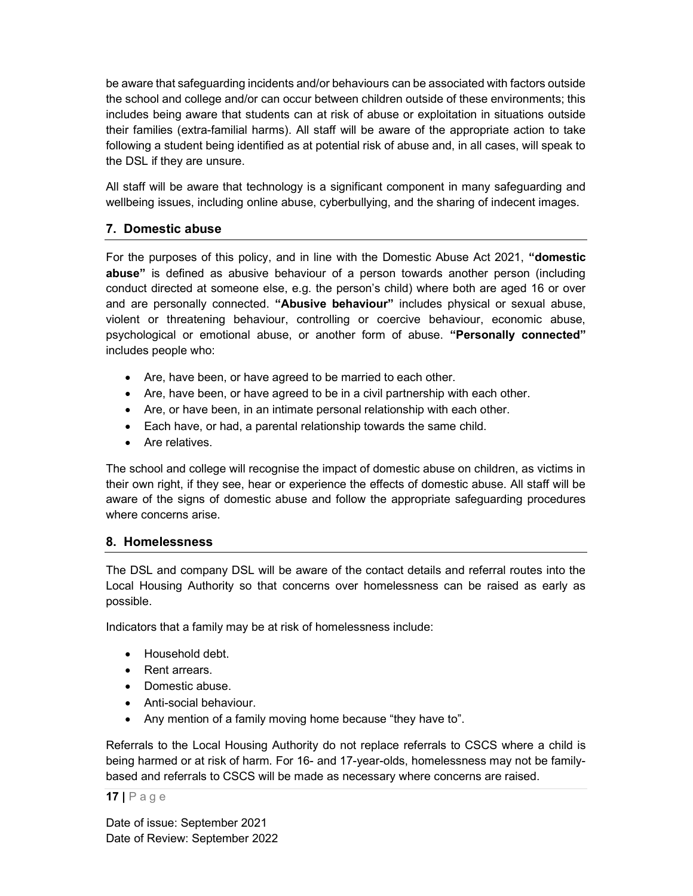be aware that safeguarding incidents and/or behaviours can be associated with factors outside the school and college and/or can occur between children outside of these environments; this includes being aware that students can at risk of abuse or exploitation in situations outside their families (extra-familial harms). All staff will be aware of the appropriate action to take following a student being identified as at potential risk of abuse and, in all cases, will speak to the DSL if they are unsure.

All staff will be aware that technology is a significant component in many safeguarding and wellbeing issues, including online abuse, cyberbullying, and the sharing of indecent images.

## 7. Domestic abuse

For the purposes of this policy, and in line with the Domestic Abuse Act 2021, **"domestic abuse"** is defined as abusive behaviour of a person towards another person (including conduct directed at someone else, e.g. the person's child) where both are aged 16 or over and are personally connected. **"Abusive behaviour"** includes physical or sexual abuse, violent or threatening behaviour, controlling or coercive behaviour, economic abuse, psychological or emotional abuse, or another form of abuse. **"Personally connected"** includes people who:

- Are, have been, or have agreed to be married to each other.
- Are, have been, or have agreed to be in a civil partnership with each other.
- Are, or have been, in an intimate personal relationship with each other.
- Each have, or had, a parental relationship towards the same child.
- Are relatives.

The school and college will recognise the impact of domestic abuse on children, as victims in their own right, if they see, hear or experience the effects of domestic abuse. All staff will be aware of the signs of domestic abuse and follow the appropriate safeguarding procedures where concerns arise.

## 8. Homelessness

The DSL and company DSL will be aware of the contact details and referral routes into the Local Housing Authority so that concerns over homelessness can be raised as early as possible.

Indicators that a family may be at risk of homelessness include:

- Household debt.
- Rent arrears.
- Domestic abuse.
- Anti-social behaviour.
- Any mention of a family moving home because "they have to".

Referrals to the Local Housing Authority do not replace referrals to CSCS where a child is being harmed or at risk of harm. For 16- and 17-year-olds, homelessness may not be family-based and referrals to CSCS will be made as necessary where concerns are raised.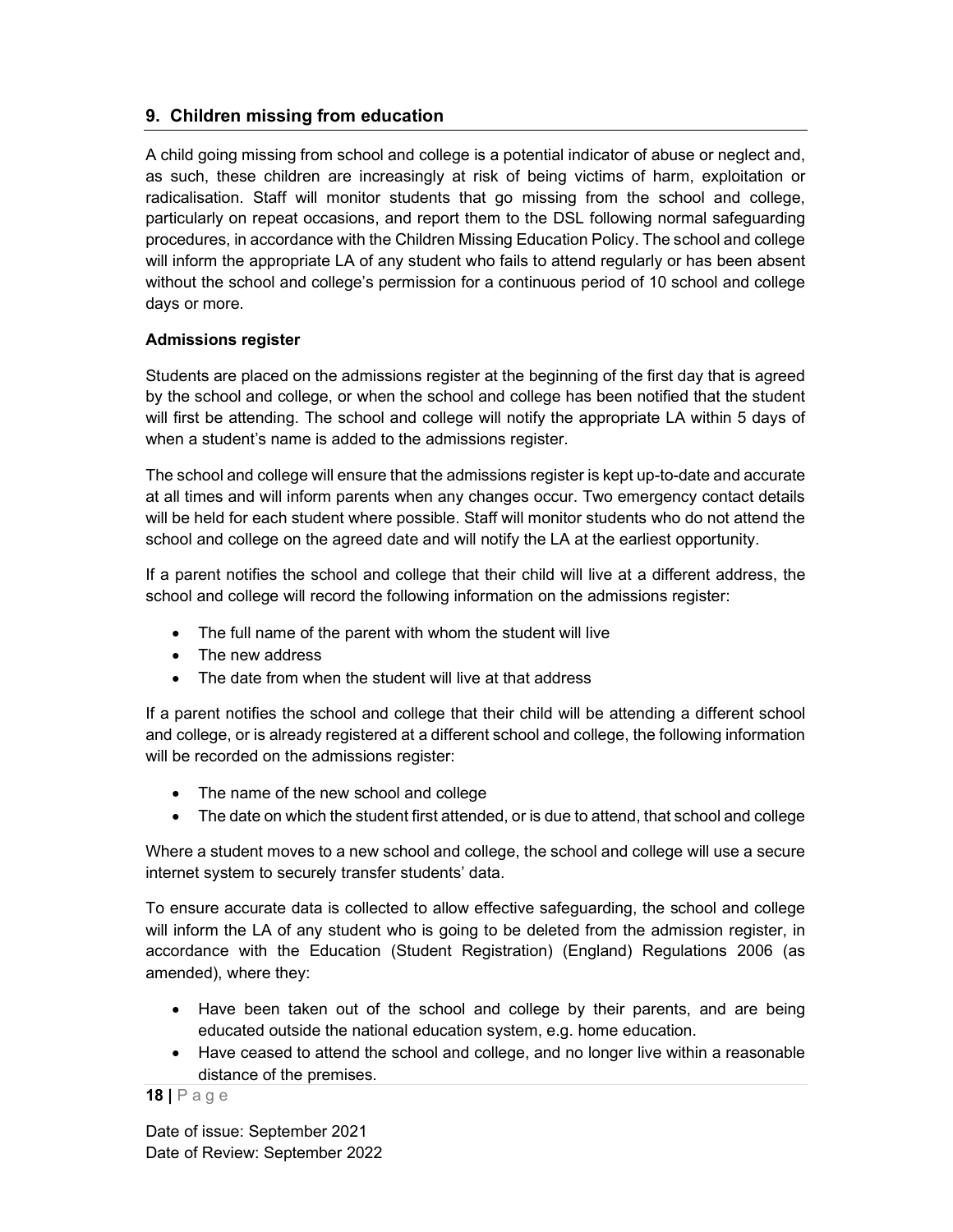## 9. Children missing from education

A child going missing from school and college is a potential indicator of abuse or neglect and, as such, these children are increasingly at risk of being victims of harm, exploitation or radicalisation. Staff will monitor students that go missing from the school and college, particularly on repeat occasions, and report them to the DSL following normal safeguarding procedures, in accordance with the Children Missing Education Policy. The school and college will inform the appropriate LA of any student who fails to attend regularly or has been absent without the school and college's permission for a continuous period of 10 school and college days or more.

**Admissions register**

Students are placed on the admissions register at the beginning of the first day that is agreed by the school and college, or when the school and college has been notified that the student will first be attending. The school and college will notify the appropriate LA within 5 days of when a student's name is added to the admissions register.

The school and college will ensure that the admissions register is kept up-to-date and accurate at all times and will inform parents when any changes occur. Two emergency contact details will be held for each student where possible. Staff will monitor students who do not attend the school and college on the agreed date and will notify the LA at the earliest opportunity.

If a parent notifies the school and college that their child will live at a different address, the school and college will record the following information on the admissions register:

- The full name of the parent with whom the student will live
- The new address
- The date from when the student will live at that address

If a parent notifies the school and college that their child will be attending a different school and college, or is already registered at a different school and college, the following information will be recorded on the admissions register:

- The name of the new school and college
- The date on which the student first attended, or is due to attend, that school and college

Where a student moves to a new school and college, the school and college will use a secure internet system to securely transfer students' data.

To ensure accurate data is collected to allow effective safeguarding, the school and college will inform the LA of any student who is going to be deleted from the admission register, in accordance with the Education (Student Registration) (England) Regulations 2006 (as amended), where they:

- Have been taken out of the school and college by their parents, and are being educated outside the national education system, e.g. home education.
- Have ceased to attend the school and college, and no longer live within a reasonable distance of the premises.

Date of issue: September 2021
Date of Review: September 2022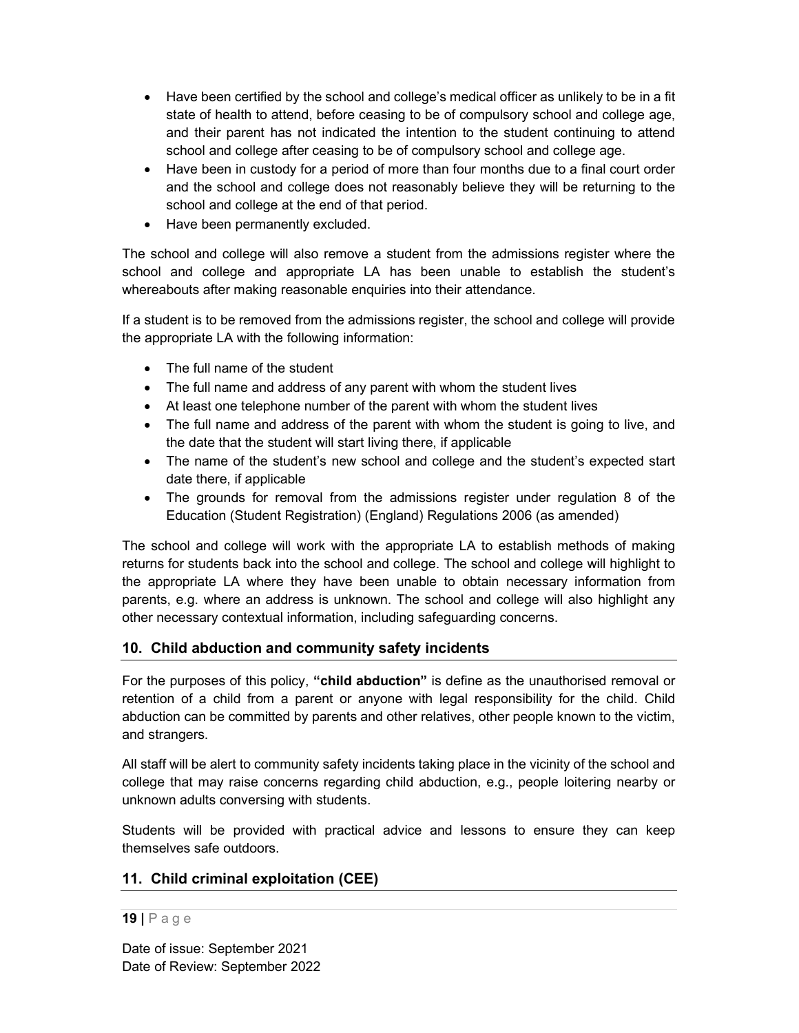- Have been certified by the school and college's medical officer as unlikely to be in a fit state of health to attend, before ceasing to be of compulsory school and college age, and their parent has not indicated the intention to the student continuing to attend school and college after ceasing to be of compulsory school and college age.
- Have been in custody for a period of more than four months due to a final court order and the school and college does not reasonably believe they will be returning to the school and college at the end of that period.
- Have been permanently excluded.

The school and college will also remove a student from the admissions register where the school and college and appropriate LA has been unable to establish the student's whereabouts after making reasonable enquiries into their attendance.

If a student is to be removed from the admissions register, the school and college will provide the appropriate LA with the following information:

- The full name of the student
- The full name and address of any parent with whom the student lives
- At least one telephone number of the parent with whom the student lives
- The full name and address of the parent with whom the student is going to live, and the date that the student will start living there, if applicable
- The name of the student's new school and college and the student's expected start date there, if applicable
- The grounds for removal from the admissions register under regulation 8 of the Education (Student Registration) (England) Regulations 2006 (as amended)

The school and college will work with the appropriate LA to establish methods of making returns for students back into the school and college. The school and college will highlight to the appropriate LA where they have been unable to obtain necessary information from parents, e.g. where an address is unknown. The school and college will also highlight any other necessary contextual information, including safeguarding concerns.

## 10. Child abduction and community safety incidents

For the purposes of this policy, **"child abduction"** is define as the unauthorised removal or retention of a child from a parent or anyone with legal responsibility for the child. Child abduction can be committed by parents and other relatives, other people known to the victim, and strangers.

All staff will be alert to community safety incidents taking place in the vicinity of the school and college that may raise concerns regarding child abduction, e.g., people loitering nearby or unknown adults conversing with students.

Students will be provided with practical advice and lessons to ensure they can keep themselves safe outdoors.

## 11. Child criminal exploitation (CEE)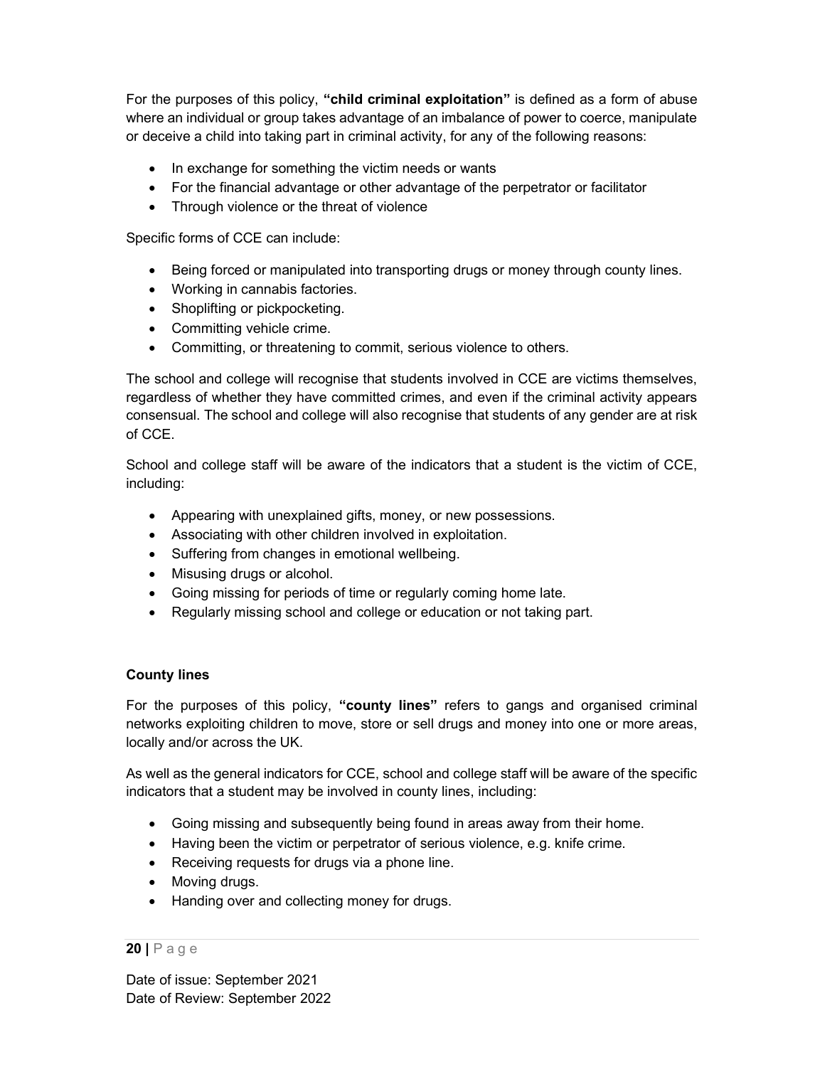For the purposes of this policy, **"child criminal exploitation"** is defined as a form of abuse where an individual or group takes advantage of an imbalance of power to coerce, manipulate or deceive a child into taking part in criminal activity, for any of the following reasons:

- In exchange for something the victim needs or wants
- For the financial advantage or other advantage of the perpetrator or facilitator
- Through violence or the threat of violence

Specific forms of CCE can include:

- Being forced or manipulated into transporting drugs or money through county lines.
- Working in cannabis factories.
- Shoplifting or pickpocketing.
- Committing vehicle crime.
- Committing, or threatening to commit, serious violence to others.

The school and college will recognise that students involved in CCE are victims themselves, regardless of whether they have committed crimes, and even if the criminal activity appears consensual. The school and college will also recognise that students of any gender are at risk of CCE.

School and college staff will be aware of the indicators that a student is the victim of CCE, including:

- Appearing with unexplained gifts, money, or new possessions.
- Associating with other children involved in exploitation.
- Suffering from changes in emotional wellbeing.
- Misusing drugs or alcohol.
- Going missing for periods of time or regularly coming home late.
- Regularly missing school and college or education or not taking part.

**County lines**

For the purposes of this policy, **"county lines"** refers to gangs and organised criminal networks exploiting children to move, store or sell drugs and money into one or more areas, locally and/or across the UK.

As well as the general indicators for CCE, school and college staff will be aware of the specific indicators that a student may be involved in county lines, including:

- Going missing and subsequently being found in areas away from their home.
- Having been the victim or perpetrator of serious violence, e.g. knife crime.
- Receiving requests for drugs via a phone line.
- Moving drugs.
- Handing over and collecting money for drugs.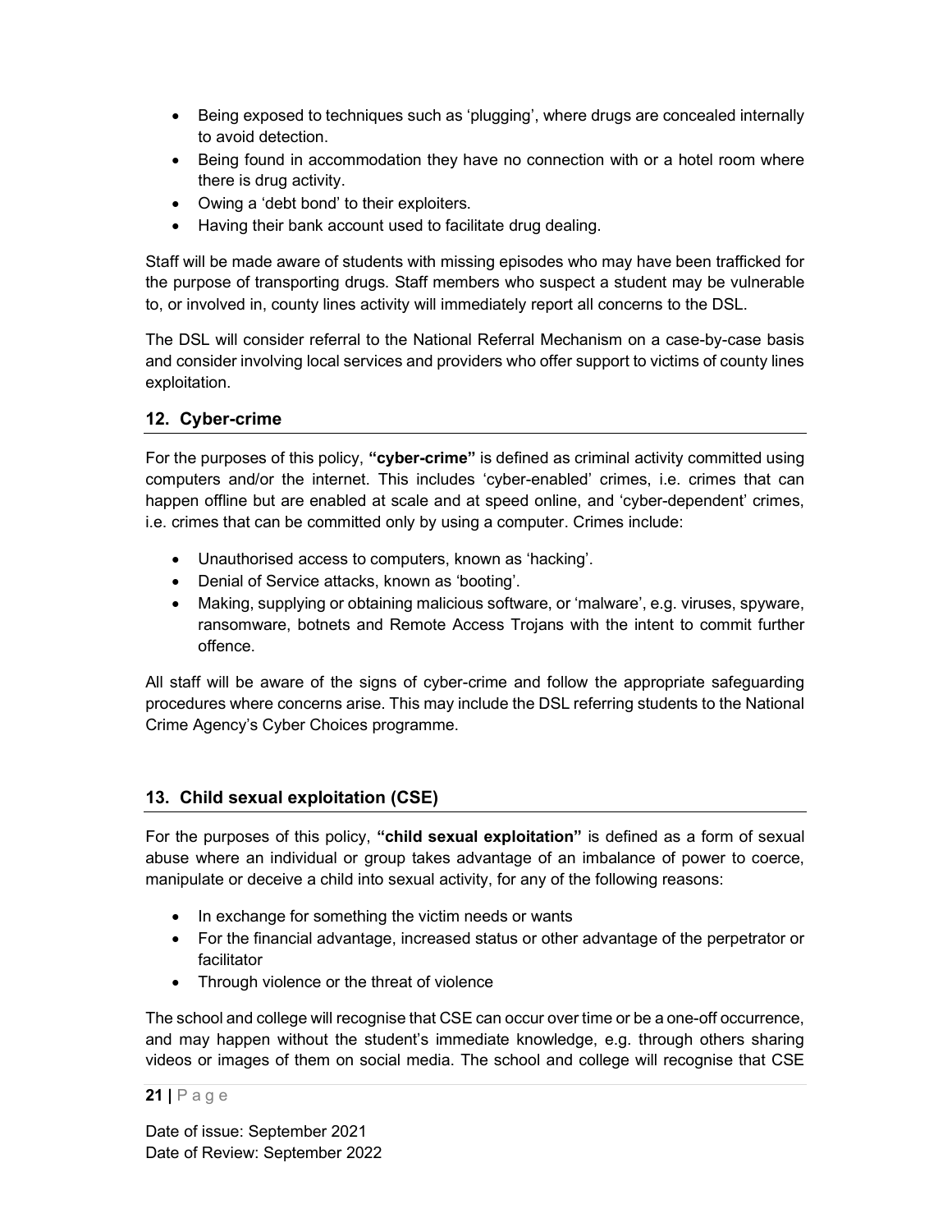- Being exposed to techniques such as 'plugging', where drugs are concealed internally to avoid detection.
- Being found in accommodation they have no connection with or a hotel room where there is drug activity.
- Owing a 'debt bond' to their exploiters.
- Having their bank account used to facilitate drug dealing.

Staff will be made aware of students with missing episodes who may have been trafficked for the purpose of transporting drugs. Staff members who suspect a student may be vulnerable to, or involved in, county lines activity will immediately report all concerns to the DSL.

The DSL will consider referral to the National Referral Mechanism on a case-by-case basis and consider involving local services and providers who offer support to victims of county lines exploitation.

## 12. Cyber-crime

For the purposes of this policy, **"cyber-crime"** is defined as criminal activity committed using computers and/or the internet. This includes 'cyber-enabled' crimes, i.e. crimes that can happen offline but are enabled at scale and at speed online, and 'cyber-dependent' crimes, i.e. crimes that can be committed only by using a computer. Crimes include:

- Unauthorised access to computers, known as 'hacking'.
- Denial of Service attacks, known as 'booting'.
- Making, supplying or obtaining malicious software, or 'malware', e.g. viruses, spyware, ransomware, botnets and Remote Access Trojans with the intent to commit further offence.

All staff will be aware of the signs of cyber-crime and follow the appropriate safeguarding procedures where concerns arise. This may include the DSL referring students to the National Crime Agency's Cyber Choices programme.

## 13. Child sexual exploitation (CSE)

For the purposes of this policy, **"child sexual exploitation"** is defined as a form of sexual abuse where an individual or group takes advantage of an imbalance of power to coerce, manipulate or deceive a child into sexual activity, for any of the following reasons:

- In exchange for something the victim needs or wants
- For the financial advantage, increased status or other advantage of the perpetrator or facilitator
- Through violence or the threat of violence

The school and college will recognise that CSE can occur over time or be a one-off occurrence, and may happen without the student's immediate knowledge, e.g. through others sharing videos or images of them on social media. The school and college will recognise that CSE

Date of issue: September 2021
Date of Review: September 2022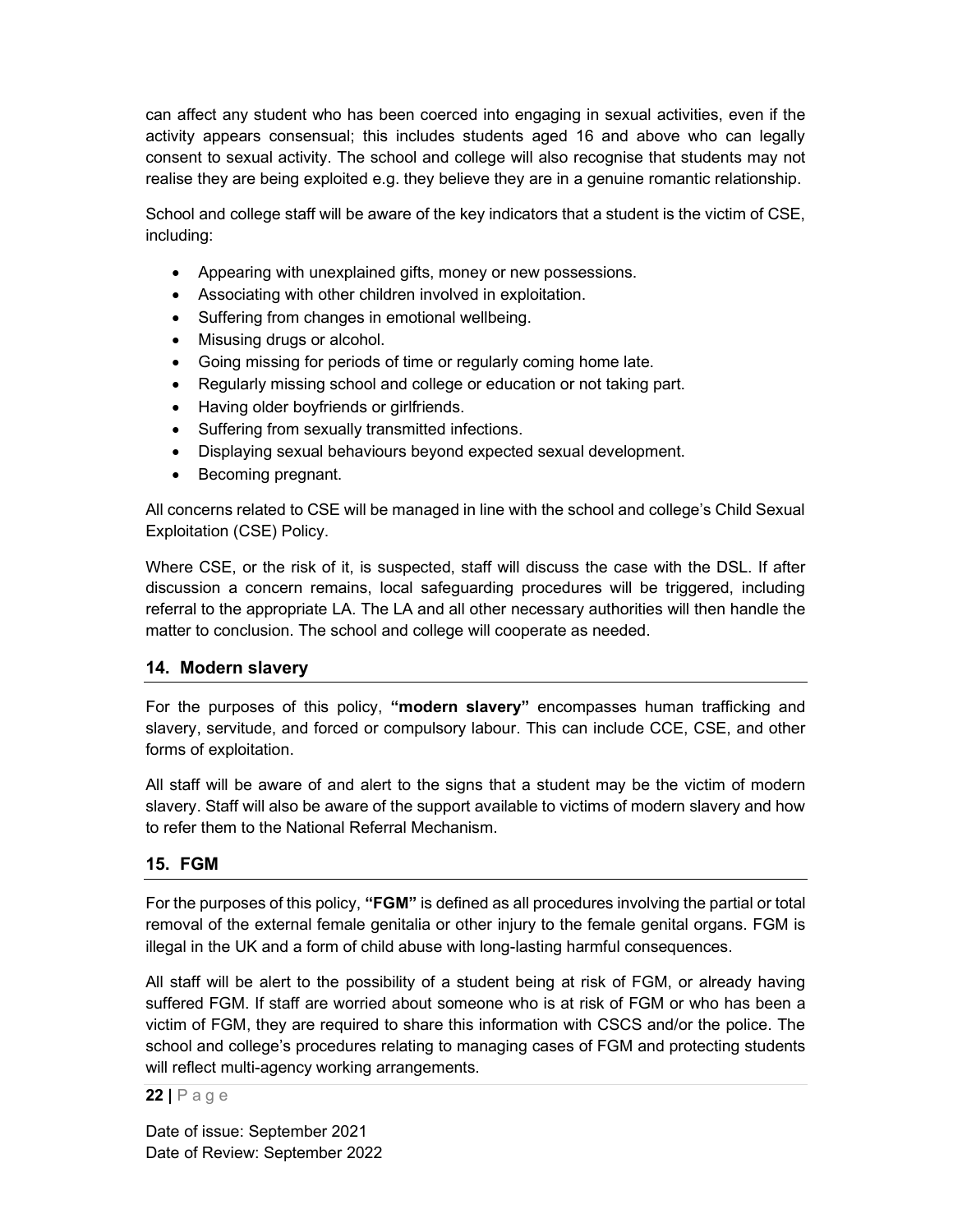can affect any student who has been coerced into engaging in sexual activities, even if the activity appears consensual; this includes students aged 16 and above who can legally consent to sexual activity. The school and college will also recognise that students may not realise they are being exploited e.g. they believe they are in a genuine romantic relationship.

School and college staff will be aware of the key indicators that a student is the victim of CSE, including:

- Appearing with unexplained gifts, money or new possessions.
- Associating with other children involved in exploitation.
- Suffering from changes in emotional wellbeing.
- Misusing drugs or alcohol.
- Going missing for periods of time or regularly coming home late.
- Regularly missing school and college or education or not taking part.
- Having older boyfriends or girlfriends.
- Suffering from sexually transmitted infections.
- Displaying sexual behaviours beyond expected sexual development.
- Becoming pregnant.

All concerns related to CSE will be managed in line with the school and college's Child Sexual Exploitation (CSE) Policy.

Where CSE, or the risk of it, is suspected, staff will discuss the case with the DSL. If after discussion a concern remains, local safeguarding procedures will be triggered, including referral to the appropriate LA. The LA and all other necessary authorities will then handle the matter to conclusion. The school and college will cooperate as needed.

## 14. Modern slavery

For the purposes of this policy, **"modern slavery"** encompasses human trafficking and slavery, servitude, and forced or compulsory labour. This can include CCE, CSE, and other forms of exploitation.

All staff will be aware of and alert to the signs that a student may be the victim of modern slavery. Staff will also be aware of the support available to victims of modern slavery and how to refer them to the National Referral Mechanism.

## 15. FGM

For the purposes of this policy, **"FGM"** is defined as all procedures involving the partial or total removal of the external female genitalia or other injury to the female genital organs. FGM is illegal in the UK and a form of child abuse with long-lasting harmful consequences.

All staff will be alert to the possibility of a student being at risk of FGM, or already having suffered FGM. If staff are worried about someone who is at risk of FGM or who has been a victim of FGM, they are required to share this information with CSCS and/or the police. The school and college's procedures relating to managing cases of FGM and protecting students will reflect multi-agency working arrangements.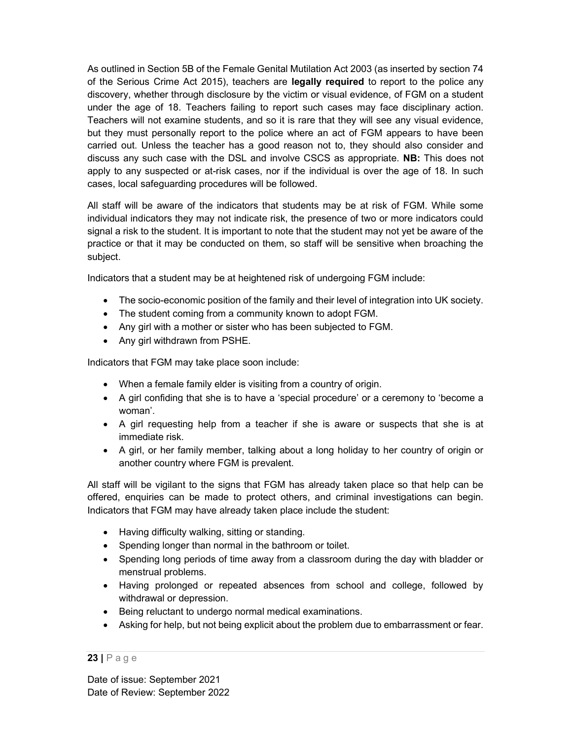As outlined in Section 5B of the Female Genital Mutilation Act 2003 (as inserted by section 74 of the Serious Crime Act 2015), teachers are **legally required** to report to the police any discovery, whether through disclosure by the victim or visual evidence, of FGM on a student under the age of 18. Teachers failing to report such cases may face disciplinary action. Teachers will not examine students, and so it is rare that they will see any visual evidence, but they must personally report to the police where an act of FGM appears to have been carried out. Unless the teacher has a good reason not to, they should also consider and discuss any such case with the DSL and involve CSCS as appropriate. **NB:** This does not apply to any suspected or at-risk cases, nor if the individual is over the age of 18. In such cases, local safeguarding procedures will be followed.

All staff will be aware of the indicators that students may be at risk of FGM. While some individual indicators they may not indicate risk, the presence of two or more indicators could signal a risk to the student. It is important to note that the student may not yet be aware of the practice or that it may be conducted on them, so staff will be sensitive when broaching the subject.

Indicators that a student may be at heightened risk of undergoing FGM include:

- The socio-economic position of the family and their level of integration into UK society.
- The student coming from a community known to adopt FGM.
- Any girl with a mother or sister who has been subjected to FGM.
- Any girl withdrawn from PSHE.

Indicators that FGM may take place soon include:

- When a female family elder is visiting from a country of origin.
- A girl confiding that she is to have a 'special procedure' or a ceremony to 'become a woman'.
- A girl requesting help from a teacher if she is aware or suspects that she is at immediate risk.
- A girl, or her family member, talking about a long holiday to her country of origin or another country where FGM is prevalent.

All staff will be vigilant to the signs that FGM has already taken place so that help can be offered, enquiries can be made to protect others, and criminal investigations can begin. Indicators that FGM may have already taken place include the student:

- Having difficulty walking, sitting or standing.
- Spending longer than normal in the bathroom or toilet.
- Spending long periods of time away from a classroom during the day with bladder or menstrual problems.
- Having prolonged or repeated absences from school and college, followed by withdrawal or depression.
- Being reluctant to undergo normal medical examinations.
- Asking for help, but not being explicit about the problem due to embarrassment or fear.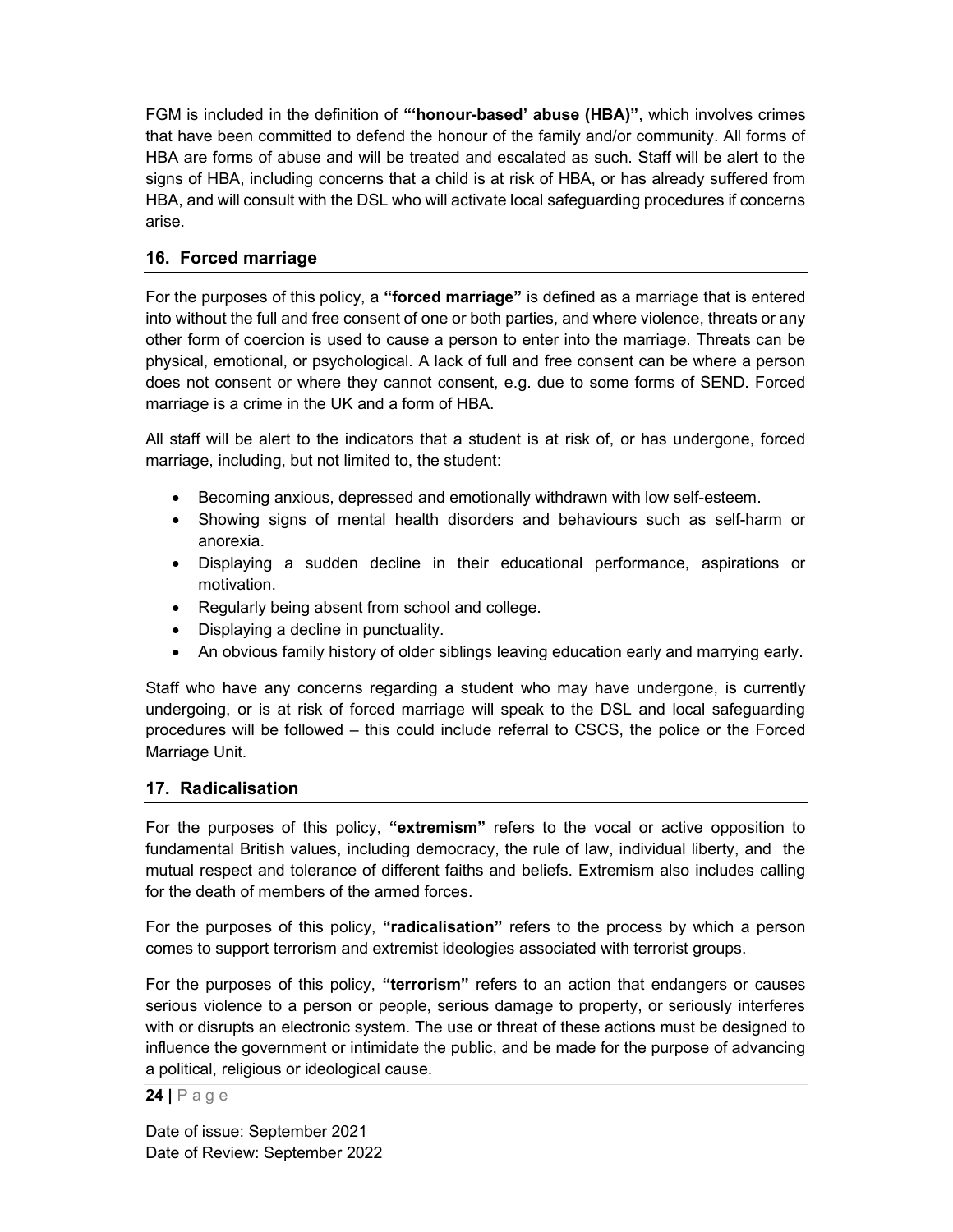FGM is included in the definition of **"'honour-based' abuse (HBA)"**, which involves crimes that have been committed to defend the honour of the family and/or community. All forms of HBA are forms of abuse and will be treated and escalated as such. Staff will be alert to the signs of HBA, including concerns that a child is at risk of HBA, or has already suffered from HBA, and will consult with the DSL who will activate local safeguarding procedures if concerns arise.

## 16. Forced marriage

For the purposes of this policy, a **"forced marriage"** is defined as a marriage that is entered into without the full and free consent of one or both parties, and where violence, threats or any other form of coercion is used to cause a person to enter into the marriage. Threats can be physical, emotional, or psychological. A lack of full and free consent can be where a person does not consent or where they cannot consent, e.g. due to some forms of SEND. Forced marriage is a crime in the UK and a form of HBA.

All staff will be alert to the indicators that a student is at risk of, or has undergone, forced marriage, including, but not limited to, the student:

- Becoming anxious, depressed and emotionally withdrawn with low self-esteem.
- Showing signs of mental health disorders and behaviours such as self-harm or anorexia.
- Displaying a sudden decline in their educational performance, aspirations or motivation.
- Regularly being absent from school and college.
- Displaying a decline in punctuality.
- An obvious family history of older siblings leaving education early and marrying early.

Staff who have any concerns regarding a student who may have undergone, is currently undergoing, or is at risk of forced marriage will speak to the DSL and local safeguarding procedures will be followed – this could include referral to CSCS, the police or the Forced Marriage Unit.

## 17. Radicalisation

For the purposes of this policy, **"extremism"** refers to the vocal or active opposition to fundamental British values, including democracy, the rule of law, individual liberty, and the mutual respect and tolerance of different faiths and beliefs. Extremism also includes calling for the death of members of the armed forces.

For the purposes of this policy, **"radicalisation"** refers to the process by which a person comes to support terrorism and extremist ideologies associated with terrorist groups.

For the purposes of this policy, **"terrorism"** refers to an action that endangers or causes serious violence to a person or people, serious damage to property, or seriously interferes with or disrupts an electronic system. The use or threat of these actions must be designed to influence the government or intimidate the public, and be made for the purpose of advancing a political, religious or ideological cause.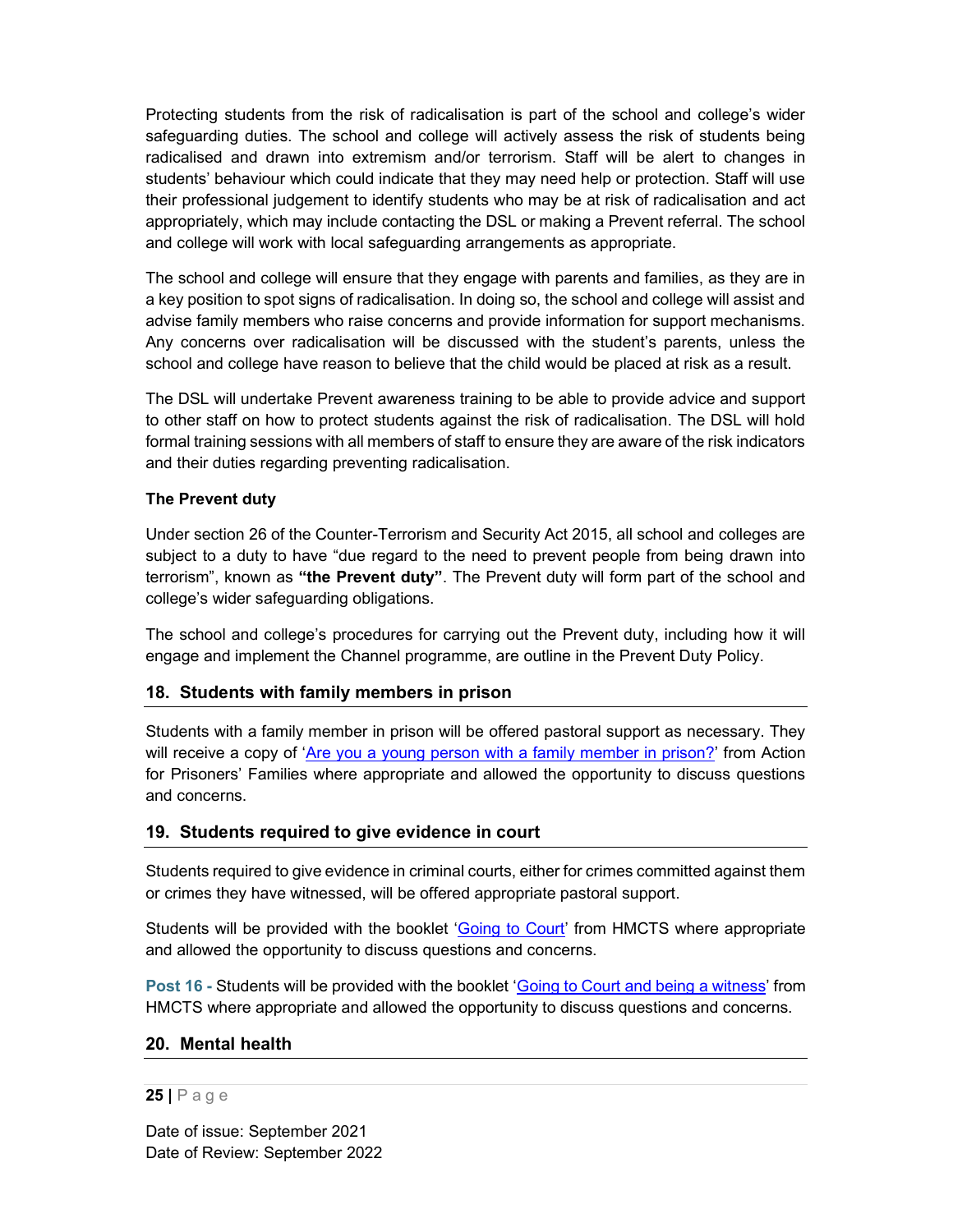Protecting students from the risk of radicalisation is part of the school and college's wider safeguarding duties. The school and college will actively assess the risk of students being radicalised and drawn into extremism and/or terrorism. Staff will be alert to changes in students' behaviour which could indicate that they may need help or protection. Staff will use their professional judgement to identify students who may be at risk of radicalisation and act appropriately, which may include contacting the DSL or making a Prevent referral. The school and college will work with local safeguarding arrangements as appropriate.

The school and college will ensure that they engage with parents and families, as they are in a key position to spot signs of radicalisation. In doing so, the school and college will assist and advise family members who raise concerns and provide information for support mechanisms. Any concerns over radicalisation will be discussed with the student's parents, unless the school and college have reason to believe that the child would be placed at risk as a result.

The DSL will undertake Prevent awareness training to be able to provide advice and support to other staff on how to protect students against the risk of radicalisation. The DSL will hold formal training sessions with all members of staff to ensure they are aware of the risk indicators and their duties regarding preventing radicalisation.

**The Prevent duty**

Under section 26 of the Counter-Terrorism and Security Act 2015, all school and colleges are subject to a duty to have "due regard to the need to prevent people from being drawn into terrorism", known as **"the Prevent duty"**. The Prevent duty will form part of the school and college's wider safeguarding obligations.

The school and college's procedures for carrying out the Prevent duty, including how it will engage and implement the Channel programme, are outline in the Prevent Duty Policy.

## 18. Students with family members in prison

Students with a family member in prison will be offered pastoral support as necessary. They will receive a copy of 'Are you a young person with a family member in prison?' from Action for Prisoners' Families where appropriate and allowed the opportunity to discuss questions and concerns.

## 19. Students required to give evidence in court

Students required to give evidence in criminal courts, either for crimes committed against them or crimes they have witnessed, will be offered appropriate pastoral support.

Students will be provided with the booklet 'Going to Court' from HMCTS where appropriate and allowed the opportunity to discuss questions and concerns.

**Post 16 -** Students will be provided with the booklet 'Going to Court and being a witness' from HMCTS where appropriate and allowed the opportunity to discuss questions and concerns.

## 20. Mental health

Date of issue: September 2021
Date of Review: September 2022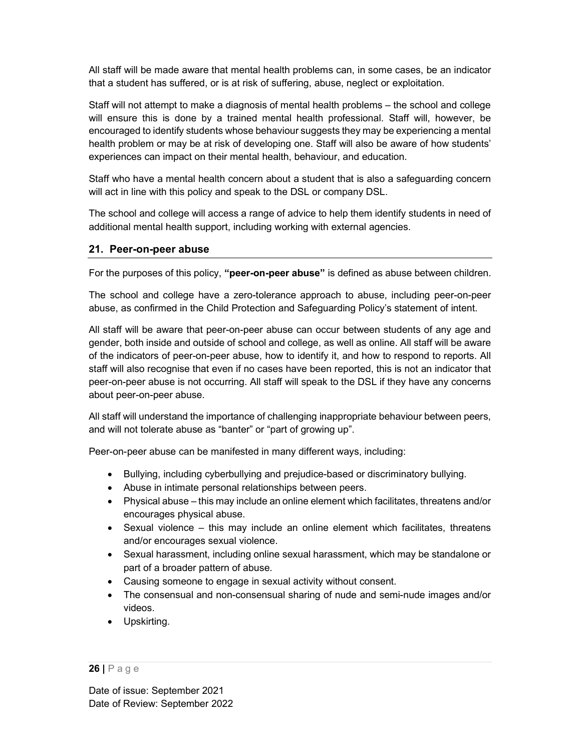All staff will be made aware that mental health problems can, in some cases, be an indicator that a student has suffered, or is at risk of suffering, abuse, neglect or exploitation.

Staff will not attempt to make a diagnosis of mental health problems – the school and college will ensure this is done by a trained mental health professional. Staff will, however, be encouraged to identify students whose behaviour suggests they may be experiencing a mental health problem or may be at risk of developing one. Staff will also be aware of how students' experiences can impact on their mental health, behaviour, and education.

Staff who have a mental health concern about a student that is also a safeguarding concern will act in line with this policy and speak to the DSL or company DSL.

The school and college will access a range of advice to help them identify students in need of additional mental health support, including working with external agencies.

## 21. Peer-on-peer abuse

For the purposes of this policy, **"peer-on-peer abuse"** is defined as abuse between children.

The school and college have a zero-tolerance approach to abuse, including peer-on-peer abuse, as confirmed in the Child Protection and Safeguarding Policy's statement of intent.

All staff will be aware that peer-on-peer abuse can occur between students of any age and gender, both inside and outside of school and college, as well as online. All staff will be aware of the indicators of peer-on-peer abuse, how to identify it, and how to respond to reports. All staff will also recognise that even if no cases have been reported, this is not an indicator that peer-on-peer abuse is not occurring. All staff will speak to the DSL if they have any concerns about peer-on-peer abuse.

All staff will understand the importance of challenging inappropriate behaviour between peers, and will not tolerate abuse as "banter" or "part of growing up".

Peer-on-peer abuse can be manifested in many different ways, including:

- Bullying, including cyberbullying and prejudice-based or discriminatory bullying.
- Abuse in intimate personal relationships between peers.
- Physical abuse – this may include an online element which facilitates, threatens and/or encourages physical abuse.
- Sexual violence – this may include an online element which facilitates, threatens and/or encourages sexual violence.
- Sexual harassment, including online sexual harassment, which may be standalone or part of a broader pattern of abuse.
- Causing someone to engage in sexual activity without consent.
- The consensual and non-consensual sharing of nude and semi-nude images and/or videos.
- Upskirting.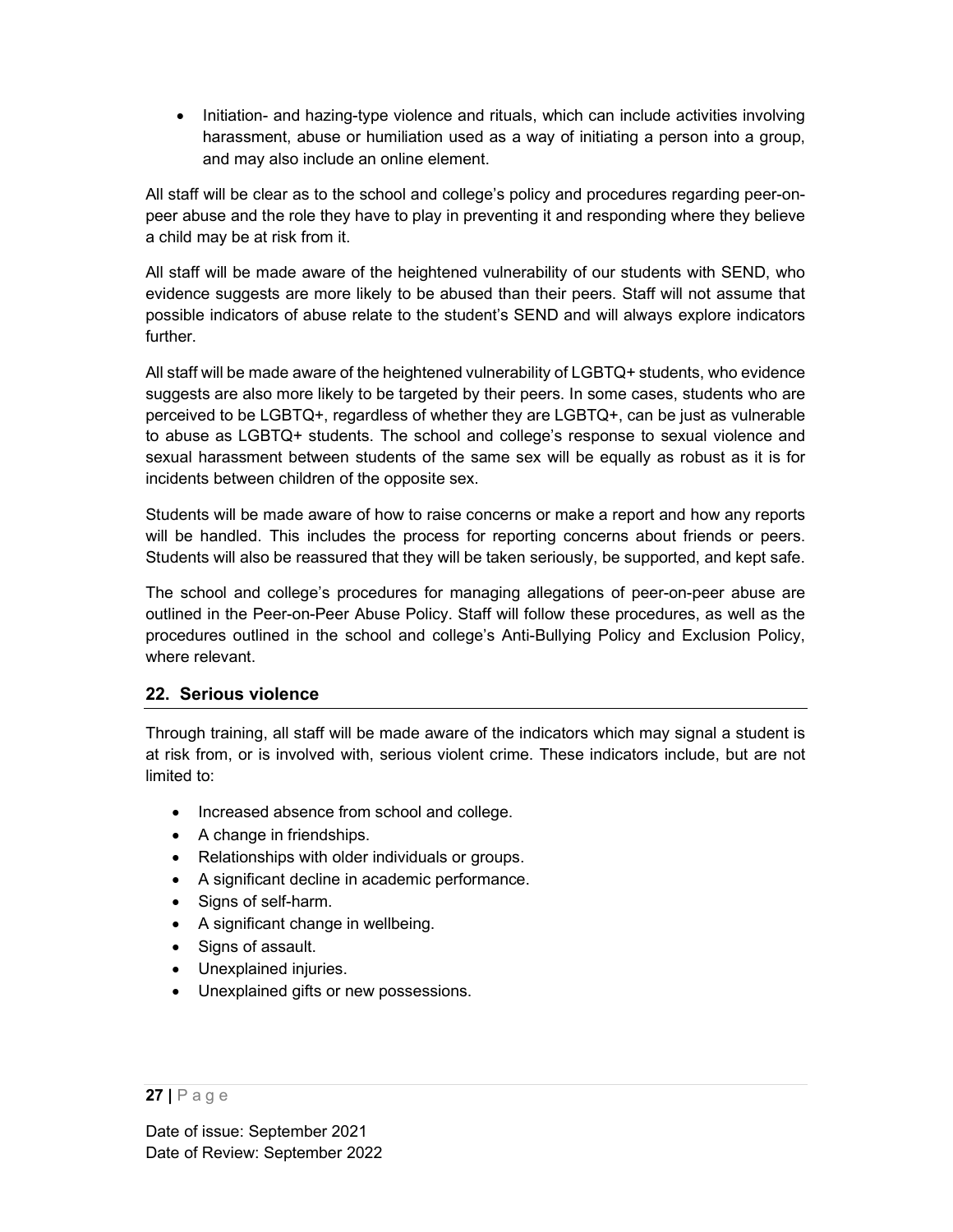- Initiation- and hazing-type violence and rituals, which can include activities involving harassment, abuse or humiliation used as a way of initiating a person into a group, and may also include an online element.

All staff will be clear as to the school and college's policy and procedures regarding peer-on-peer abuse and the role they have to play in preventing it and responding where they believe a child may be at risk from it.

All staff will be made aware of the heightened vulnerability of our students with SEND, who evidence suggests are more likely to be abused than their peers. Staff will not assume that possible indicators of abuse relate to the student's SEND and will always explore indicators further.

All staff will be made aware of the heightened vulnerability of LGBTQ+ students, who evidence suggests are also more likely to be targeted by their peers. In some cases, students who are perceived to be LGBTQ+, regardless of whether they are LGBTQ+, can be just as vulnerable to abuse as LGBTQ+ students. The school and college's response to sexual violence and sexual harassment between students of the same sex will be equally as robust as it is for incidents between children of the opposite sex.

Students will be made aware of how to raise concerns or make a report and how any reports will be handled. This includes the process for reporting concerns about friends or peers. Students will also be reassured that they will be taken seriously, be supported, and kept safe.

The school and college's procedures for managing allegations of peer-on-peer abuse are outlined in the Peer-on-Peer Abuse Policy. Staff will follow these procedures, as well as the procedures outlined in the school and college's Anti-Bullying Policy and Exclusion Policy, where relevant.

## 22. Serious violence

Through training, all staff will be made aware of the indicators which may signal a student is at risk from, or is involved with, serious violent crime. These indicators include, but are not limited to:

- Increased absence from school and college.
- A change in friendships.
- Relationships with older individuals or groups.
- A significant decline in academic performance.
- Signs of self-harm.
- A significant change in wellbeing.
- Signs of assault.
- Unexplained injuries.
- Unexplained gifts or new possessions.

Date of issue: September 2021
Date of Review: September 2022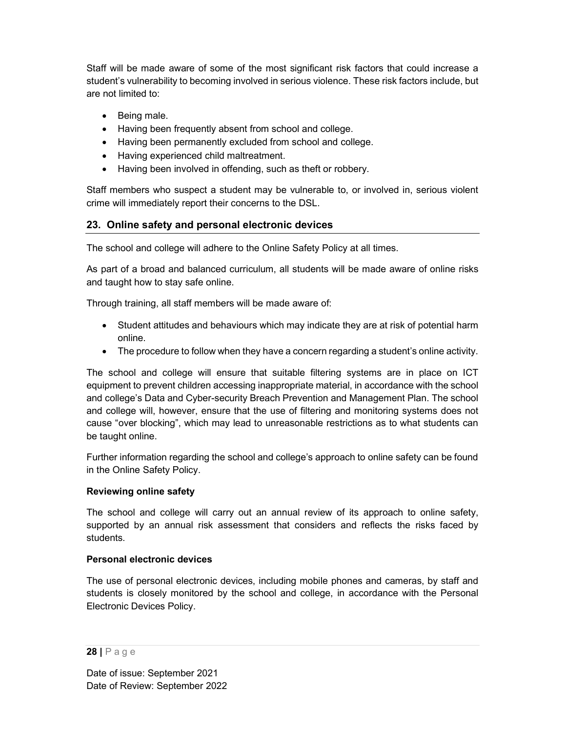Staff will be made aware of some of the most significant risk factors that could increase a student's vulnerability to becoming involved in serious violence. These risk factors include, but are not limited to:

- Being male.
- Having been frequently absent from school and college.
- Having been permanently excluded from school and college.
- Having experienced child maltreatment.
- Having been involved in offending, such as theft or robbery.

Staff members who suspect a student may be vulnerable to, or involved in, serious violent crime will immediately report their concerns to the DSL.

## 23. Online safety and personal electronic devices

The school and college will adhere to the Online Safety Policy at all times.

As part of a broad and balanced curriculum, all students will be made aware of online risks and taught how to stay safe online.

Through training, all staff members will be made aware of:

- Student attitudes and behaviours which may indicate they are at risk of potential harm online.
- The procedure to follow when they have a concern regarding a student's online activity.

The school and college will ensure that suitable filtering systems are in place on ICT equipment to prevent children accessing inappropriate material, in accordance with the school and college's Data and Cyber-security Breach Prevention and Management Plan. The school and college will, however, ensure that the use of filtering and monitoring systems does not cause "over blocking", which may lead to unreasonable restrictions as to what students can be taught online.

Further information regarding the school and college's approach to online safety can be found in the Online Safety Policy.

**Reviewing online safety**

The school and college will carry out an annual review of its approach to online safety, supported by an annual risk assessment that considers and reflects the risks faced by students.

**Personal electronic devices**

The use of personal electronic devices, including mobile phones and cameras, by staff and students is closely monitored by the school and college, in accordance with the Personal Electronic Devices Policy.

Date of issue: September 2021
Date of Review: September 2022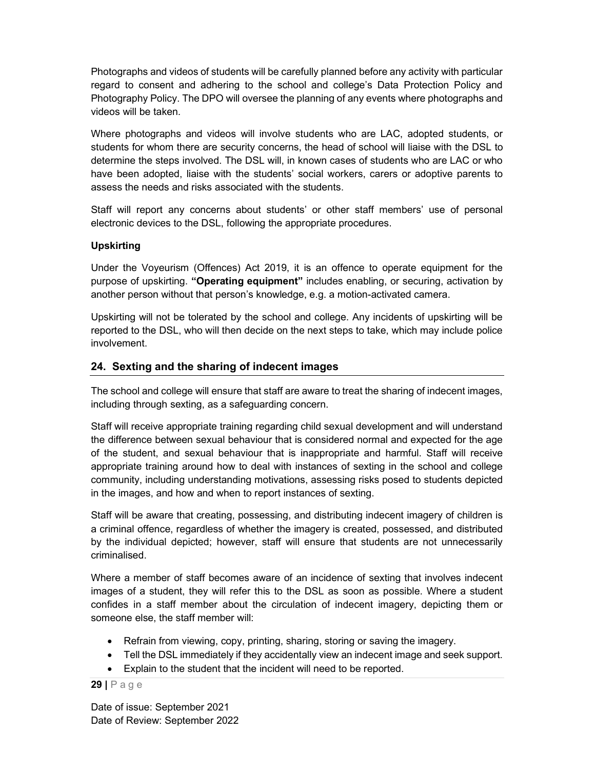Photographs and videos of students will be carefully planned before any activity with particular regard to consent and adhering to the school and college's Data Protection Policy and Photography Policy. The DPO will oversee the planning of any events where photographs and videos will be taken.

Where photographs and videos will involve students who are LAC, adopted students, or students for whom there are security concerns, the head of school will liaise with the DSL to determine the steps involved. The DSL will, in known cases of students who are LAC or who have been adopted, liaise with the students' social workers, carers or adoptive parents to assess the needs and risks associated with the students.

Staff will report any concerns about students' or other staff members' use of personal electronic devices to the DSL, following the appropriate procedures.

**Upskirting**

Under the Voyeurism (Offences) Act 2019, it is an offence to operate equipment for the purpose of upskirting. **"Operating equipment"** includes enabling, or securing, activation by another person without that person's knowledge, e.g. a motion-activated camera.

Upskirting will not be tolerated by the school and college. Any incidents of upskirting will be reported to the DSL, who will then decide on the next steps to take, which may include police involvement.

## 24. Sexting and the sharing of indecent images

The school and college will ensure that staff are aware to treat the sharing of indecent images, including through sexting, as a safeguarding concern.

Staff will receive appropriate training regarding child sexual development and will understand the difference between sexual behaviour that is considered normal and expected for the age of the student, and sexual behaviour that is inappropriate and harmful. Staff will receive appropriate training around how to deal with instances of sexting in the school and college community, including understanding motivations, assessing risks posed to students depicted in the images, and how and when to report instances of sexting.

Staff will be aware that creating, possessing, and distributing indecent imagery of children is a criminal offence, regardless of whether the imagery is created, possessed, and distributed by the individual depicted; however, staff will ensure that students are not unnecessarily criminalised.

Where a member of staff becomes aware of an incidence of sexting that involves indecent images of a student, they will refer this to the DSL as soon as possible. Where a student confides in a staff member about the circulation of indecent imagery, depicting them or someone else, the staff member will:

- Refrain from viewing, copy, printing, sharing, storing or saving the imagery.
- Tell the DSL immediately if they accidentally view an indecent image and seek support.
- Explain to the student that the incident will need to be reported.

Date of issue: September 2021
Date of Review: September 2022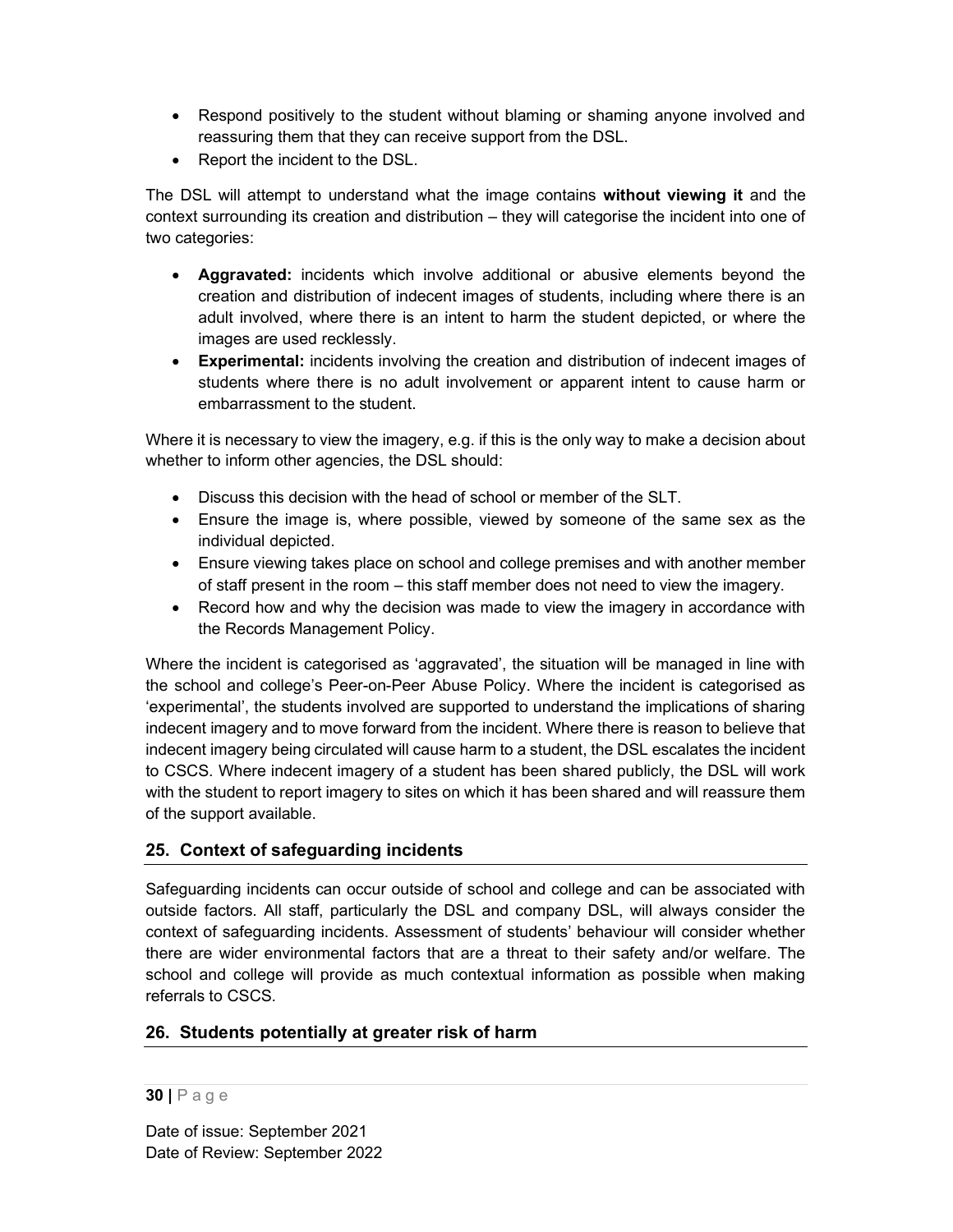- Respond positively to the student without blaming or shaming anyone involved and reassuring them that they can receive support from the DSL.
- Report the incident to the DSL.

The DSL will attempt to understand what the image contains **without viewing it** and the context surrounding its creation and distribution – they will categorise the incident into one of two categories:

- **Aggravated:** incidents which involve additional or abusive elements beyond the creation and distribution of indecent images of students, including where there is an adult involved, where there is an intent to harm the student depicted, or where the images are used recklessly.
- **Experimental:** incidents involving the creation and distribution of indecent images of students where there is no adult involvement or apparent intent to cause harm or embarrassment to the student.

Where it is necessary to view the imagery, e.g. if this is the only way to make a decision about whether to inform other agencies, the DSL should:

- Discuss this decision with the head of school or member of the SLT.
- Ensure the image is, where possible, viewed by someone of the same sex as the individual depicted.
- Ensure viewing takes place on school and college premises and with another member of staff present in the room – this staff member does not need to view the imagery.
- Record how and why the decision was made to view the imagery in accordance with the Records Management Policy.

Where the incident is categorised as 'aggravated', the situation will be managed in line with the school and college's Peer-on-Peer Abuse Policy. Where the incident is categorised as 'experimental', the students involved are supported to understand the implications of sharing indecent imagery and to move forward from the incident. Where there is reason to believe that indecent imagery being circulated will cause harm to a student, the DSL escalates the incident to CSCS. Where indecent imagery of a student has been shared publicly, the DSL will work with the student to report imagery to sites on which it has been shared and will reassure them of the support available.

## 25. Context of safeguarding incidents

Safeguarding incidents can occur outside of school and college and can be associated with outside factors. All staff, particularly the DSL and company DSL, will always consider the context of safeguarding incidents. Assessment of students' behaviour will consider whether there are wider environmental factors that are a threat to their safety and/or welfare. The school and college will provide as much contextual information as possible when making referrals to CSCS.

## 26. Students potentially at greater risk of harm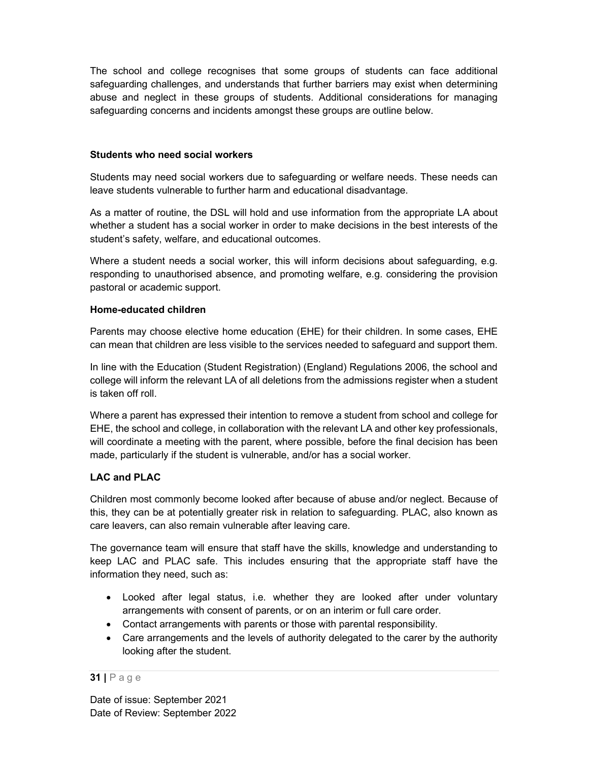The school and college recognises that some groups of students can face additional safeguarding challenges, and understands that further barriers may exist when determining abuse and neglect in these groups of students. Additional considerations for managing safeguarding concerns and incidents amongst these groups are outline below.

**Students who need social workers**

Students may need social workers due to safeguarding or welfare needs. These needs can leave students vulnerable to further harm and educational disadvantage.

As a matter of routine, the DSL will hold and use information from the appropriate LA about whether a student has a social worker in order to make decisions in the best interests of the student's safety, welfare, and educational outcomes.

Where a student needs a social worker, this will inform decisions about safeguarding, e.g. responding to unauthorised absence, and promoting welfare, e.g. considering the provision pastoral or academic support.

**Home-educated children**

Parents may choose elective home education (EHE) for their children. In some cases, EHE can mean that children are less visible to the services needed to safeguard and support them.

In line with the Education (Student Registration) (England) Regulations 2006, the school and college will inform the relevant LA of all deletions from the admissions register when a student is taken off roll.

Where a parent has expressed their intention to remove a student from school and college for EHE, the school and college, in collaboration with the relevant LA and other key professionals, will coordinate a meeting with the parent, where possible, before the final decision has been made, particularly if the student is vulnerable, and/or has a social worker.

**LAC and PLAC**

Children most commonly become looked after because of abuse and/or neglect. Because of this, they can be at potentially greater risk in relation to safeguarding. PLAC, also known as care leavers, can also remain vulnerable after leaving care.

The governance team will ensure that staff have the skills, knowledge and understanding to keep LAC and PLAC safe. This includes ensuring that the appropriate staff have the information they need, such as:

- Looked after legal status, i.e. whether they are looked after under voluntary arrangements with consent of parents, or on an interim or full care order.
- Contact arrangements with parents or those with parental responsibility.
- Care arrangements and the levels of authority delegated to the carer by the authority looking after the student.

Date of issue: September 2021
Date of Review: September 2022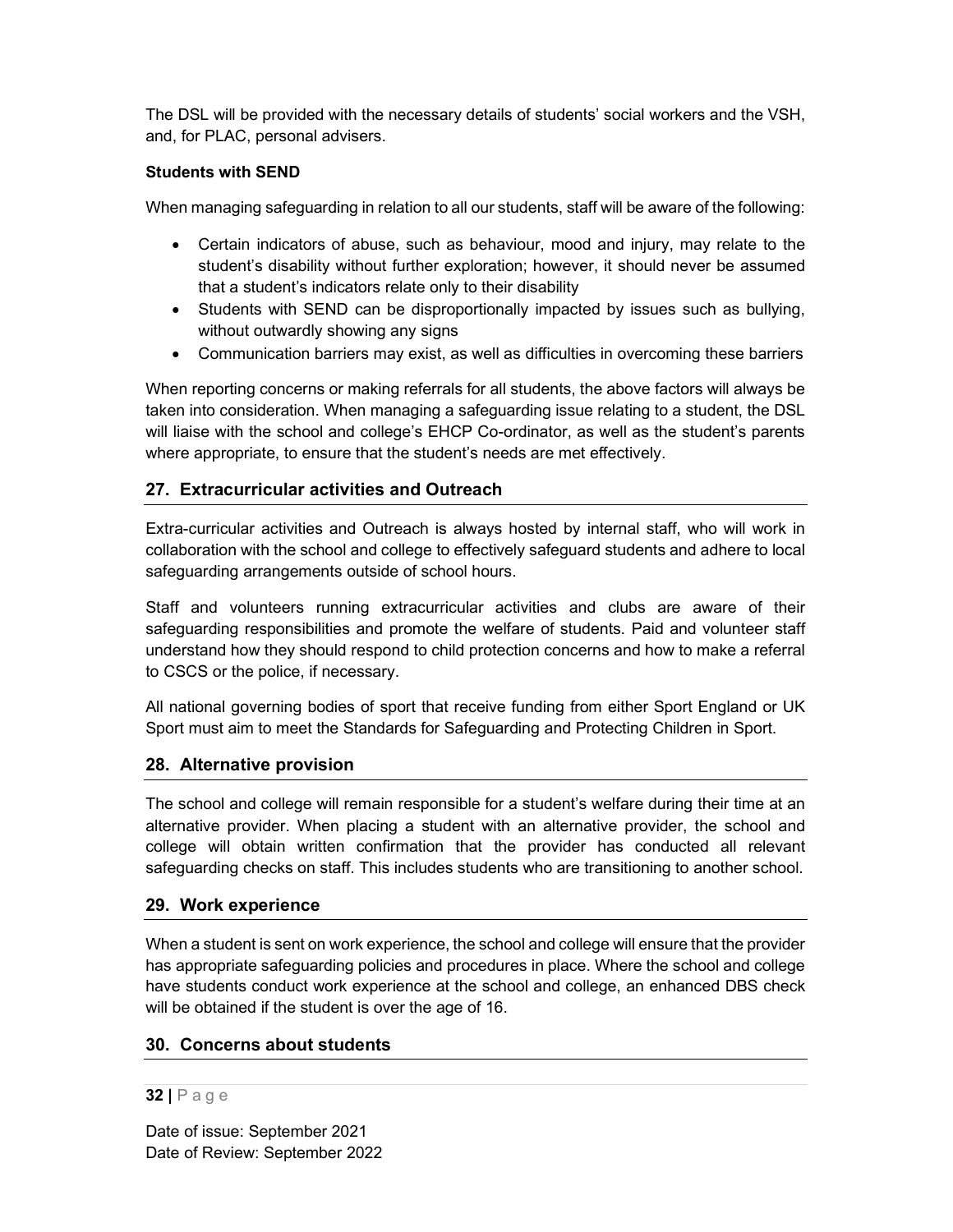The DSL will be provided with the necessary details of students' social workers and the VSH, and, for PLAC, personal advisers.

**Students with SEND**

When managing safeguarding in relation to all our students, staff will be aware of the following:

- Certain indicators of abuse, such as behaviour, mood and injury, may relate to the student's disability without further exploration; however, it should never be assumed that a student's indicators relate only to their disability
- Students with SEND can be disproportionally impacted by issues such as bullying, without outwardly showing any signs
- Communication barriers may exist, as well as difficulties in overcoming these barriers

When reporting concerns or making referrals for all students, the above factors will always be taken into consideration. When managing a safeguarding issue relating to a student, the DSL will liaise with the school and college's EHCP Co-ordinator, as well as the student's parents where appropriate, to ensure that the student's needs are met effectively.

## 27. Extracurricular activities and Outreach

Extra-curricular activities and Outreach is always hosted by internal staff, who will work in collaboration with the school and college to effectively safeguard students and adhere to local safeguarding arrangements outside of school hours.

Staff and volunteers running extracurricular activities and clubs are aware of their safeguarding responsibilities and promote the welfare of students. Paid and volunteer staff understand how they should respond to child protection concerns and how to make a referral to CSCS or the police, if necessary.

All national governing bodies of sport that receive funding from either Sport England or UK Sport must aim to meet the Standards for Safeguarding and Protecting Children in Sport.

## 28. Alternative provision

The school and college will remain responsible for a student's welfare during their time at an alternative provider. When placing a student with an alternative provider, the school and college will obtain written confirmation that the provider has conducted all relevant safeguarding checks on staff. This includes students who are transitioning to another school.

## 29. Work experience

When a student is sent on work experience, the school and college will ensure that the provider has appropriate safeguarding policies and procedures in place. Where the school and college have students conduct work experience at the school and college, an enhanced DBS check will be obtained if the student is over the age of 16.

## 30. Concerns about students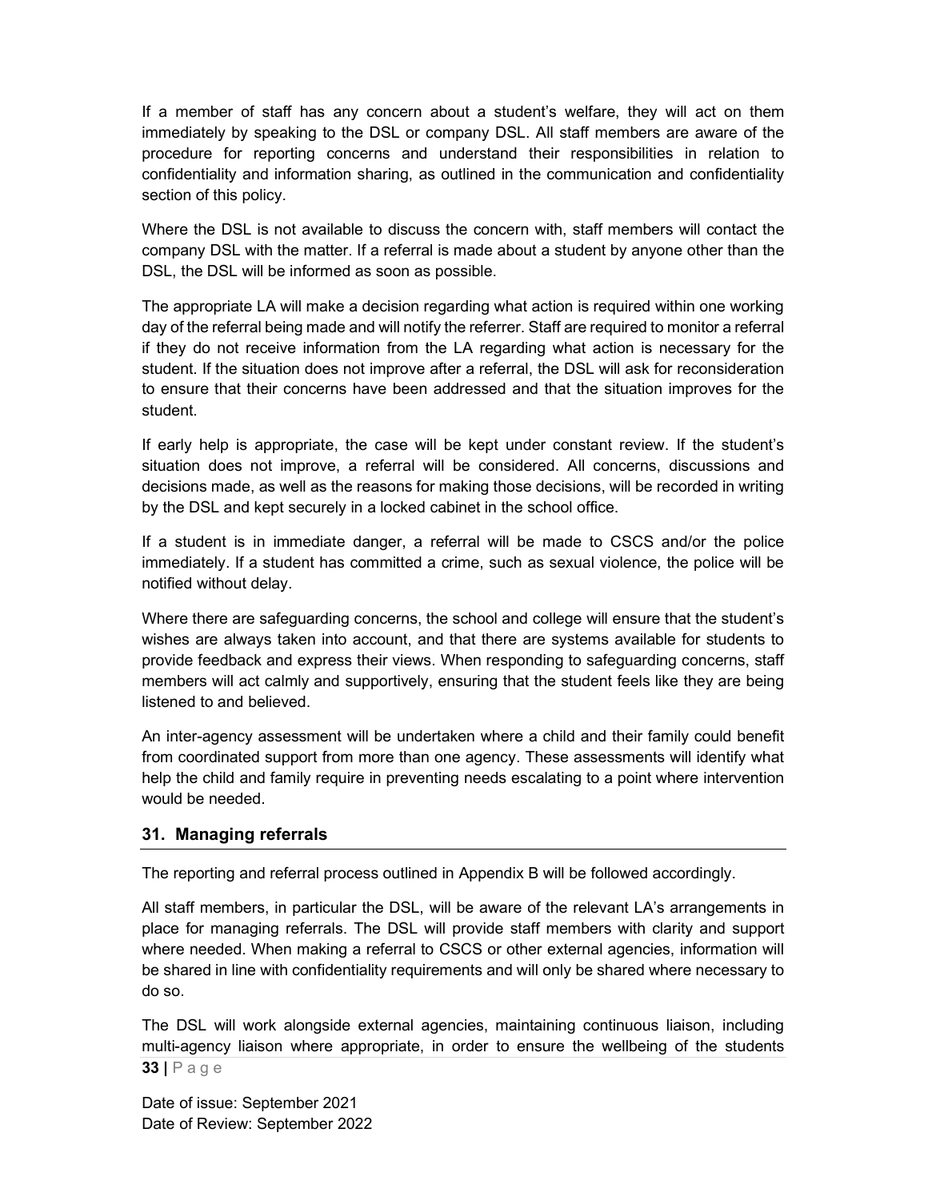If a member of staff has any concern about a student's welfare, they will act on them immediately by speaking to the DSL or company DSL. All staff members are aware of the procedure for reporting concerns and understand their responsibilities in relation to confidentiality and information sharing, as outlined in the communication and confidentiality section of this policy.

Where the DSL is not available to discuss the concern with, staff members will contact the company DSL with the matter. If a referral is made about a student by anyone other than the DSL, the DSL will be informed as soon as possible.

The appropriate LA will make a decision regarding what action is required within one working day of the referral being made and will notify the referrer. Staff are required to monitor a referral if they do not receive information from the LA regarding what action is necessary for the student. If the situation does not improve after a referral, the DSL will ask for reconsideration to ensure that their concerns have been addressed and that the situation improves for the student.

If early help is appropriate, the case will be kept under constant review. If the student's situation does not improve, a referral will be considered. All concerns, discussions and decisions made, as well as the reasons for making those decisions, will be recorded in writing by the DSL and kept securely in a locked cabinet in the school office.

If a student is in immediate danger, a referral will be made to CSCS and/or the police immediately. If a student has committed a crime, such as sexual violence, the police will be notified without delay.

Where there are safeguarding concerns, the school and college will ensure that the student's wishes are always taken into account, and that there are systems available for students to provide feedback and express their views. When responding to safeguarding concerns, staff members will act calmly and supportively, ensuring that the student feels like they are being listened to and believed.

An inter-agency assessment will be undertaken where a child and their family could benefit from coordinated support from more than one agency. These assessments will identify what help the child and family require in preventing needs escalating to a point where intervention would be needed.

## 31. Managing referrals

The reporting and referral process outlined in Appendix B will be followed accordingly.

All staff members, in particular the DSL, will be aware of the relevant LA's arrangements in place for managing referrals. The DSL will provide staff members with clarity and support where needed. When making a referral to CSCS or other external agencies, information will be shared in line with confidentiality requirements and will only be shared where necessary to do so.

The DSL will work alongside external agencies, maintaining continuous liaison, including multi-agency liaison where appropriate, in order to ensure the wellbeing of the students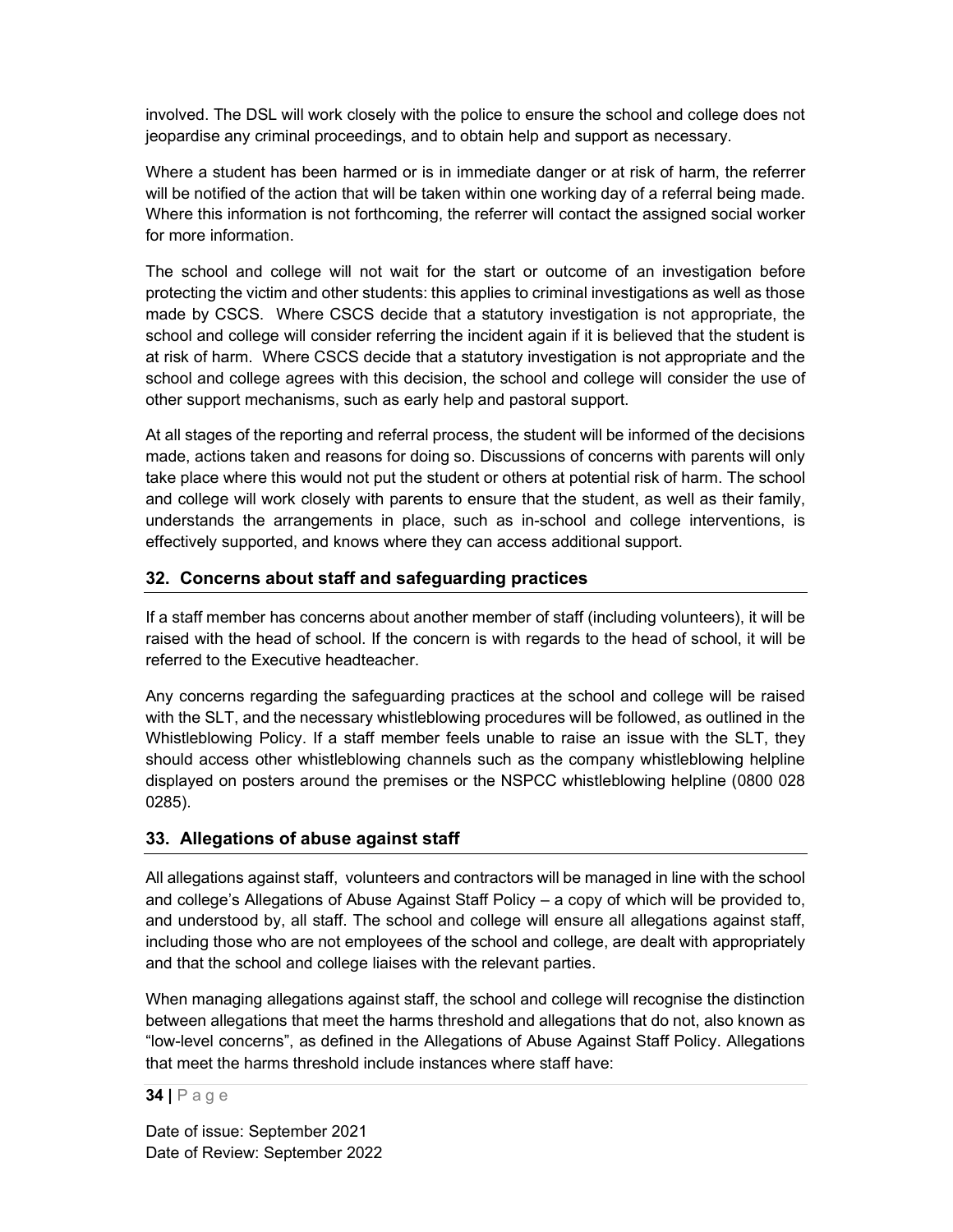involved. The DSL will work closely with the police to ensure the school and college does not jeopardise any criminal proceedings, and to obtain help and support as necessary.

Where a student has been harmed or is in immediate danger or at risk of harm, the referrer will be notified of the action that will be taken within one working day of a referral being made. Where this information is not forthcoming, the referrer will contact the assigned social worker for more information.

The school and college will not wait for the start or outcome of an investigation before protecting the victim and other students: this applies to criminal investigations as well as those made by CSCS. Where CSCS decide that a statutory investigation is not appropriate, the school and college will consider referring the incident again if it is believed that the student is at risk of harm. Where CSCS decide that a statutory investigation is not appropriate and the school and college agrees with this decision, the school and college will consider the use of other support mechanisms, such as early help and pastoral support.

At all stages of the reporting and referral process, the student will be informed of the decisions made, actions taken and reasons for doing so. Discussions of concerns with parents will only take place where this would not put the student or others at potential risk of harm. The school and college will work closely with parents to ensure that the student, as well as their family, understands the arrangements in place, such as in-school and college interventions, is effectively supported, and knows where they can access additional support.

## 32. Concerns about staff and safeguarding practices

If a staff member has concerns about another member of staff (including volunteers), it will be raised with the head of school. If the concern is with regards to the head of school, it will be referred to the Executive headteacher.

Any concerns regarding the safeguarding practices at the school and college will be raised with the SLT, and the necessary whistleblowing procedures will be followed, as outlined in the Whistleblowing Policy. If a staff member feels unable to raise an issue with the SLT, they should access other whistleblowing channels such as the company whistleblowing helpline displayed on posters around the premises or the NSPCC whistleblowing helpline (0800 028 0285).

## 33. Allegations of abuse against staff

All allegations against staff, volunteers and contractors will be managed in line with the school and college's Allegations of Abuse Against Staff Policy – a copy of which will be provided to, and understood by, all staff. The school and college will ensure all allegations against staff, including those who are not employees of the school and college, are dealt with appropriately and that the school and college liaises with the relevant parties.

When managing allegations against staff, the school and college will recognise the distinction between allegations that meet the harms threshold and allegations that do not, also known as "low-level concerns", as defined in the Allegations of Abuse Against Staff Policy. Allegations that meet the harms threshold include instances where staff have:

Date of issue: September 2021
Date of Review: September 2022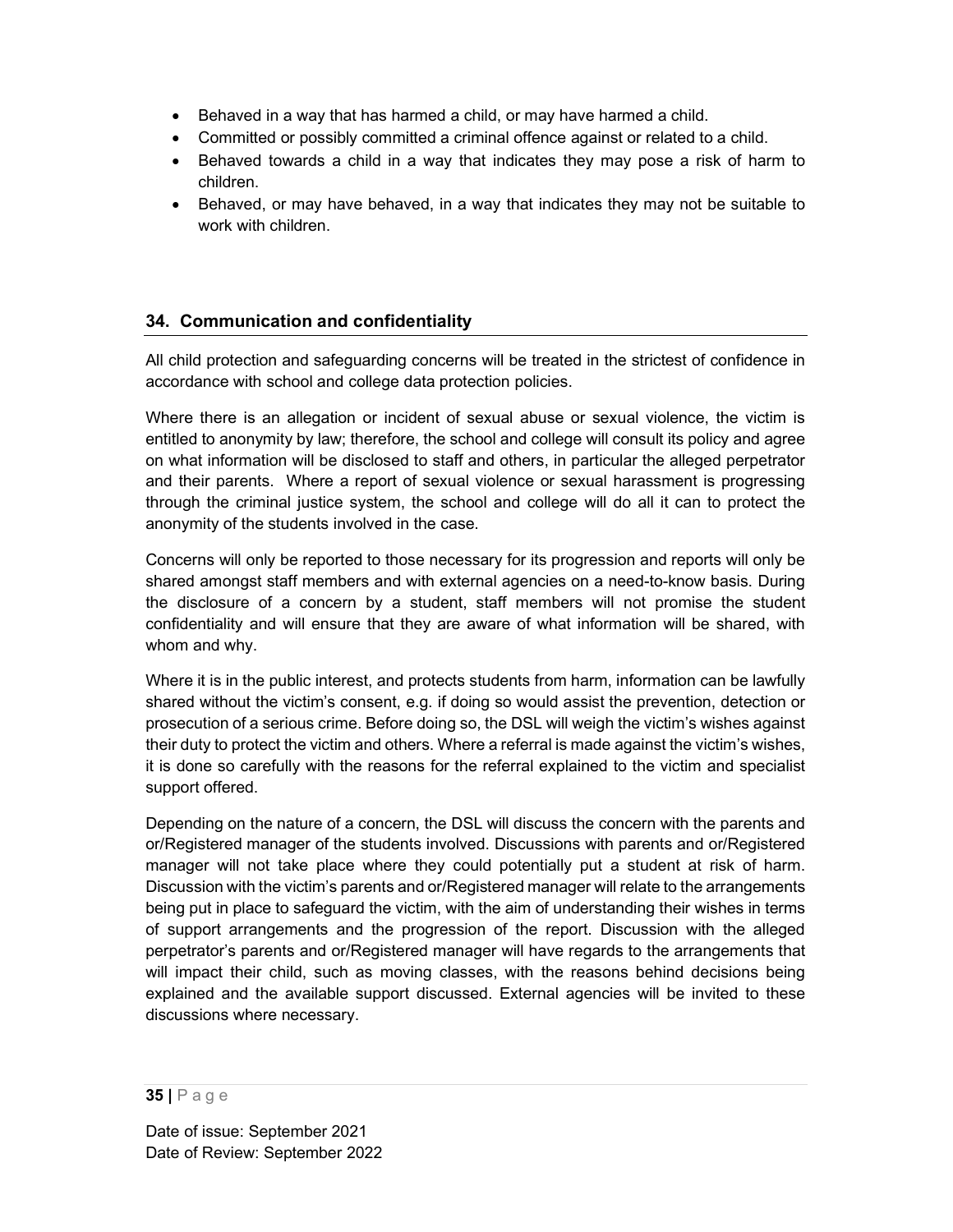- Behaved in a way that has harmed a child, or may have harmed a child.
- Committed or possibly committed a criminal offence against or related to a child.
- Behaved towards a child in a way that indicates they may pose a risk of harm to children.
- Behaved, or may have behaved, in a way that indicates they may not be suitable to work with children.

## 34. Communication and confidentiality

All child protection and safeguarding concerns will be treated in the strictest of confidence in accordance with school and college data protection policies.

Where there is an allegation or incident of sexual abuse or sexual violence, the victim is entitled to anonymity by law; therefore, the school and college will consult its policy and agree on what information will be disclosed to staff and others, in particular the alleged perpetrator and their parents. Where a report of sexual violence or sexual harassment is progressing through the criminal justice system, the school and college will do all it can to protect the anonymity of the students involved in the case.

Concerns will only be reported to those necessary for its progression and reports will only be shared amongst staff members and with external agencies on a need-to-know basis. During the disclosure of a concern by a student, staff members will not promise the student confidentiality and will ensure that they are aware of what information will be shared, with whom and why.

Where it is in the public interest, and protects students from harm, information can be lawfully shared without the victim's consent, e.g. if doing so would assist the prevention, detection or prosecution of a serious crime. Before doing so, the DSL will weigh the victim's wishes against their duty to protect the victim and others. Where a referral is made against the victim's wishes, it is done so carefully with the reasons for the referral explained to the victim and specialist support offered.

Depending on the nature of a concern, the DSL will discuss the concern with the parents and or/Registered manager of the students involved. Discussions with parents and or/Registered manager will not take place where they could potentially put a student at risk of harm. Discussion with the victim's parents and or/Registered manager will relate to the arrangements being put in place to safeguard the victim, with the aim of understanding their wishes in terms of support arrangements and the progression of the report. Discussion with the alleged perpetrator's parents and or/Registered manager will have regards to the arrangements that will impact their child, such as moving classes, with the reasons behind decisions being explained and the available support discussed. External agencies will be invited to these discussions where necessary.

Date of issue: September 2021
Date of Review: September 2022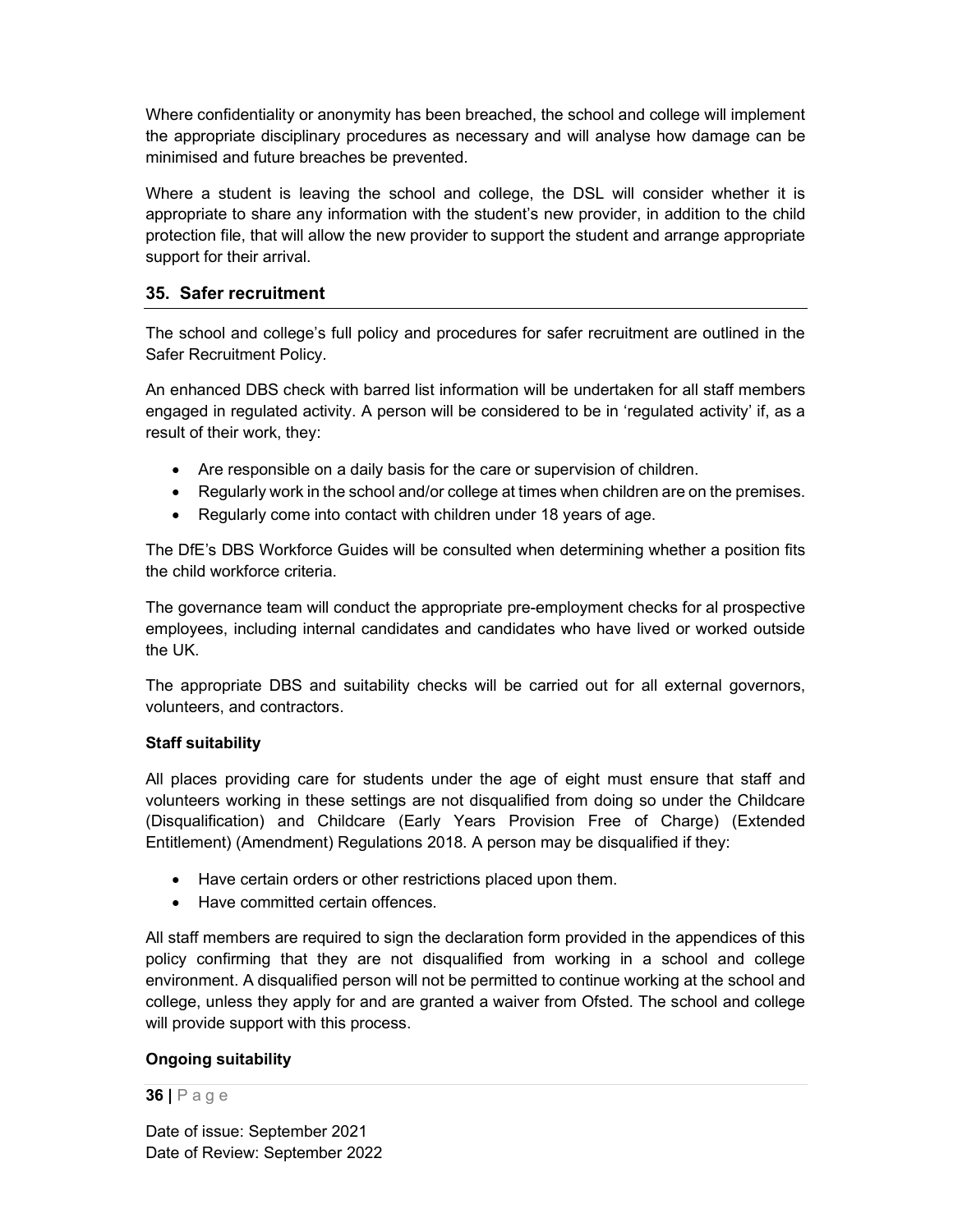Where confidentiality or anonymity has been breached, the school and college will implement the appropriate disciplinary procedures as necessary and will analyse how damage can be minimised and future breaches be prevented.

Where a student is leaving the school and college, the DSL will consider whether it is appropriate to share any information with the student's new provider, in addition to the child protection file, that will allow the new provider to support the student and arrange appropriate support for their arrival.

## 35. Safer recruitment

The school and college's full policy and procedures for safer recruitment are outlined in the Safer Recruitment Policy.

An enhanced DBS check with barred list information will be undertaken for all staff members engaged in regulated activity. A person will be considered to be in 'regulated activity' if, as a result of their work, they:

- Are responsible on a daily basis for the care or supervision of children.
- Regularly work in the school and/or college at times when children are on the premises.
- Regularly come into contact with children under 18 years of age.

The DfE's DBS Workforce Guides will be consulted when determining whether a position fits the child workforce criteria.

The governance team will conduct the appropriate pre-employment checks for al prospective employees, including internal candidates and candidates who have lived or worked outside the UK.

The appropriate DBS and suitability checks will be carried out for all external governors, volunteers, and contractors.

**Staff suitability**

All places providing care for students under the age of eight must ensure that staff and volunteers working in these settings are not disqualified from doing so under the Childcare (Disqualification) and Childcare (Early Years Provision Free of Charge) (Extended Entitlement) (Amendment) Regulations 2018. A person may be disqualified if they:

- Have certain orders or other restrictions placed upon them.
- Have committed certain offences.

All staff members are required to sign the declaration form provided in the appendices of this policy confirming that they are not disqualified from working in a school and college environment. A disqualified person will not be permitted to continue working at the school and college, unless they apply for and are granted a waiver from Ofsted. The school and college will provide support with this process.

**Ongoing suitability**

Date of issue: September 2021
Date of Review: September 2022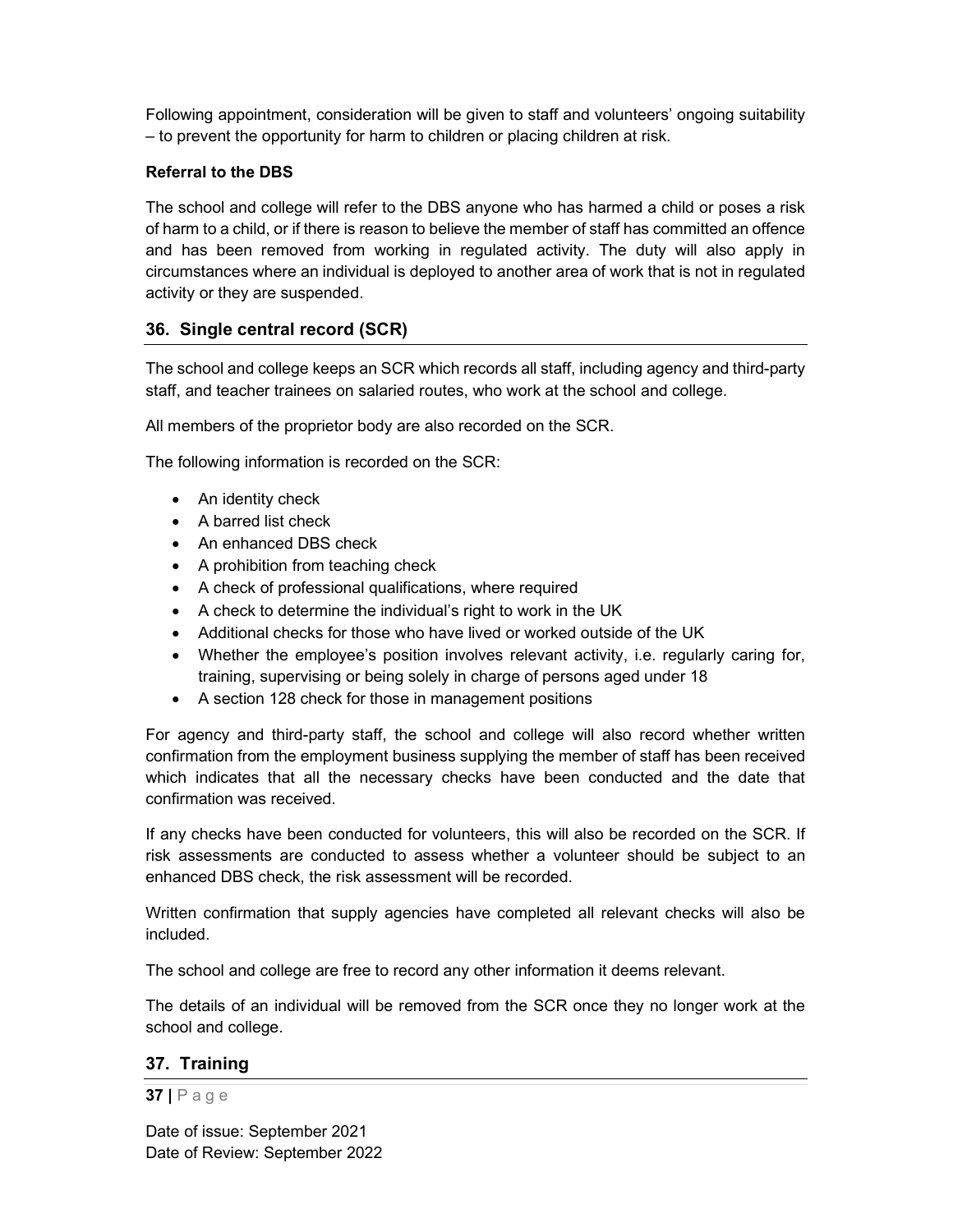Following appointment, consideration will be given to staff and volunteers' ongoing suitability – to prevent the opportunity for harm to children or placing children at risk.

**Referral to the DBS**

The school and college will refer to the DBS anyone who has harmed a child or poses a risk of harm to a child, or if there is reason to believe the member of staff has committed an offence and has been removed from working in regulated activity. The duty will also apply in circumstances where an individual is deployed to another area of work that is not in regulated activity or they are suspended.

## 36. Single central record (SCR)

The school and college keeps an SCR which records all staff, including agency and third-party staff, and teacher trainees on salaried routes, who work at the school and college.

All members of the proprietor body are also recorded on the SCR.

The following information is recorded on the SCR:

- An identity check
- A barred list check
- An enhanced DBS check
- A prohibition from teaching check
- A check of professional qualifications, where required
- A check to determine the individual's right to work in the UK
- Additional checks for those who have lived or worked outside of the UK
- Whether the employee's position involves relevant activity, i.e. regularly caring for, training, supervising or being solely in charge of persons aged under 18
- A section 128 check for those in management positions

For agency and third-party staff, the school and college will also record whether written confirmation from the employment business supplying the member of staff has been received which indicates that all the necessary checks have been conducted and the date that confirmation was received.

If any checks have been conducted for volunteers, this will also be recorded on the SCR. If risk assessments are conducted to assess whether a volunteer should be subject to an enhanced DBS check, the risk assessment will be recorded.

Written confirmation that supply agencies have completed all relevant checks will also be included.

The school and college are free to record any other information it deems relevant.

The details of an individual will be removed from the SCR once they no longer work at the school and college.

## 37. Training

Date of issue: September 2021
Date of Review: September 2022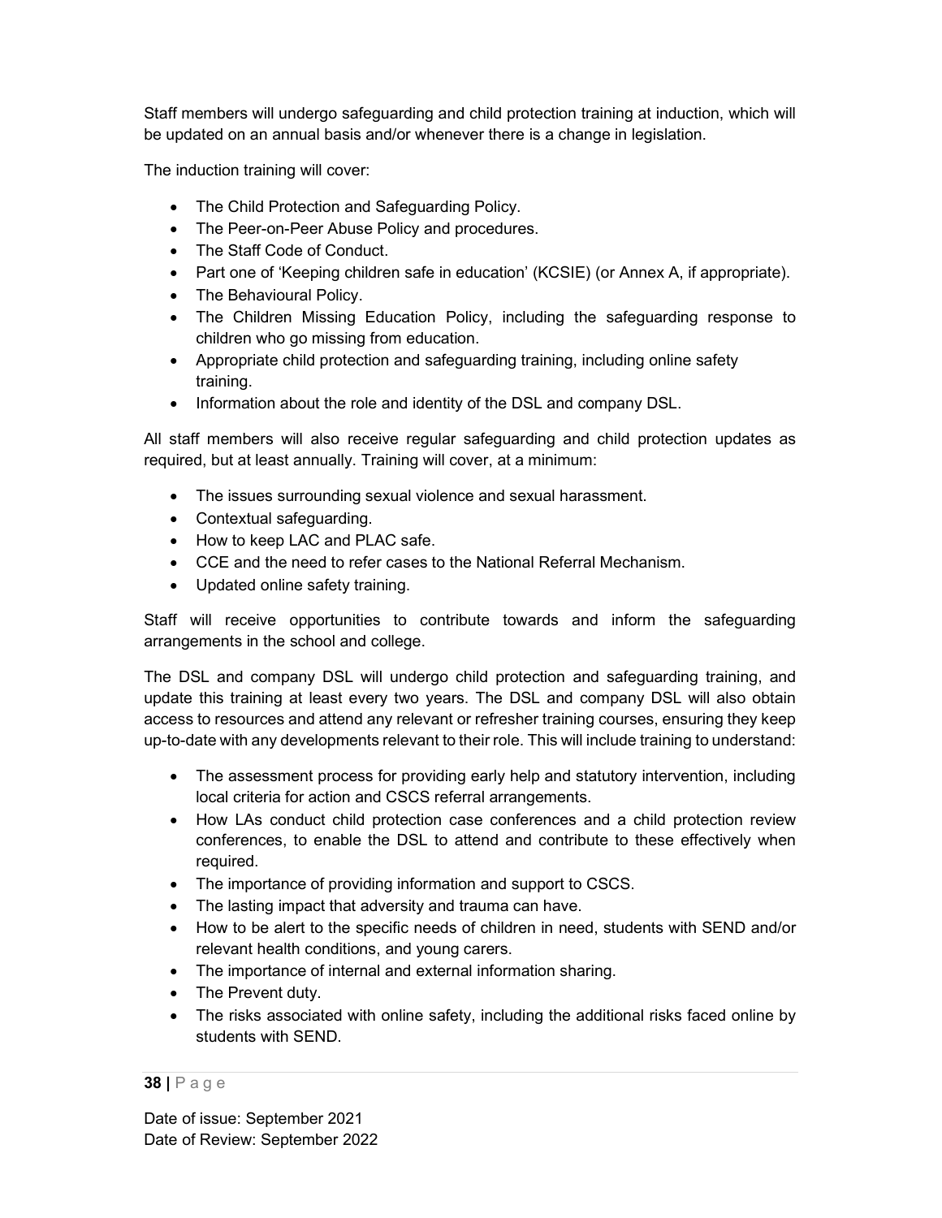Staff members will undergo safeguarding and child protection training at induction, which will be updated on an annual basis and/or whenever there is a change in legislation.

The induction training will cover:

- The Child Protection and Safeguarding Policy.
- The Peer-on-Peer Abuse Policy and procedures.
- The Staff Code of Conduct.
- Part one of 'Keeping children safe in education' (KCSIE) (or Annex A, if appropriate).
- The Behavioural Policy.
- The Children Missing Education Policy, including the safeguarding response to children who go missing from education.
- Appropriate child protection and safeguarding training, including online safety training.
- Information about the role and identity of the DSL and company DSL.

All staff members will also receive regular safeguarding and child protection updates as required, but at least annually. Training will cover, at a minimum:

- The issues surrounding sexual violence and sexual harassment.
- Contextual safeguarding.
- How to keep LAC and PLAC safe.
- CCE and the need to refer cases to the National Referral Mechanism.
- Updated online safety training.

Staff will receive opportunities to contribute towards and inform the safeguarding arrangements in the school and college.

The DSL and company DSL will undergo child protection and safeguarding training, and update this training at least every two years. The DSL and company DSL will also obtain access to resources and attend any relevant or refresher training courses, ensuring they keep up-to-date with any developments relevant to their role. This will include training to understand:

- The assessment process for providing early help and statutory intervention, including local criteria for action and CSCS referral arrangements.
- How LAs conduct child protection case conferences and a child protection review conferences, to enable the DSL to attend and contribute to these effectively when required.
- The importance of providing information and support to CSCS.
- The lasting impact that adversity and trauma can have.
- How to be alert to the specific needs of children in need, students with SEND and/or relevant health conditions, and young carers.
- The importance of internal and external information sharing.
- The Prevent duty.
- The risks associated with online safety, including the additional risks faced online by students with SEND.

Date of issue: September 2021
Date of Review: September 2022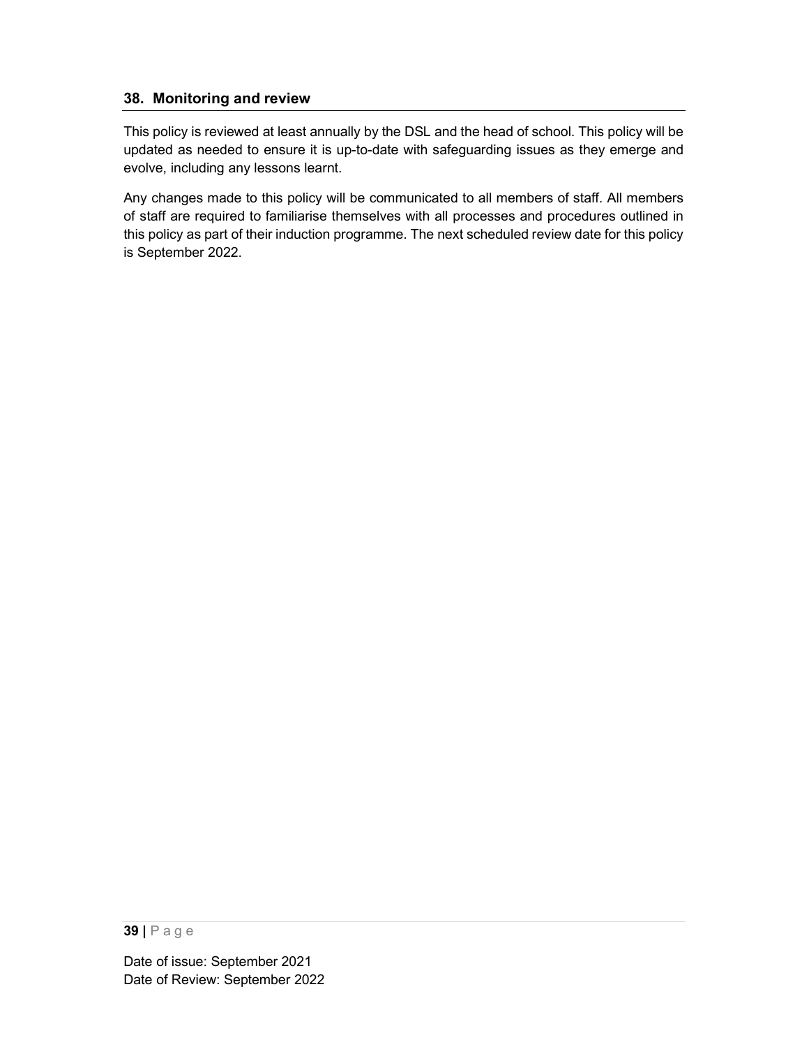## 38. Monitoring and review

This policy is reviewed at least annually by the DSL and the head of school. This policy will be updated as needed to ensure it is up-to-date with safeguarding issues as they emerge and evolve, including any lessons learnt.

Any changes made to this policy will be communicated to all members of staff. All members of staff are required to familiarise themselves with all processes and procedures outlined in this policy as part of their induction programme. The next scheduled review date for this policy is September 2022.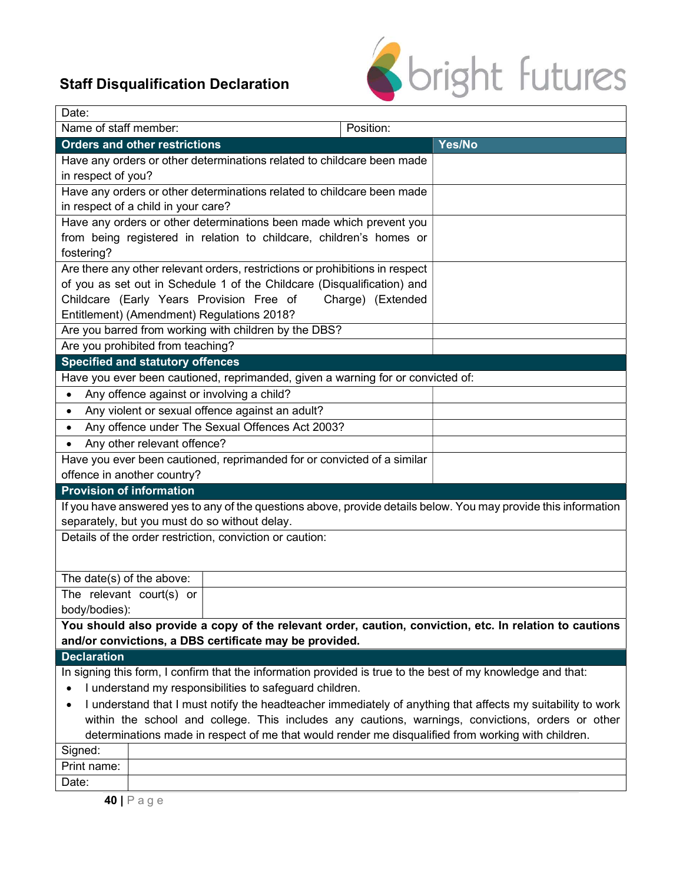## Staff Disqualification Declaration

bright futures

| Date: | |
|---|---|
| Name of staff member: | Position: |
| **Orders and other restrictions** | **Yes/No** |
| Have any orders or other determinations related to childcare been made in respect of you? | |
| Have any orders or other determinations related to childcare been made in respect of a child in your care? | |
| Have any orders or other determinations been made which prevent you from being registered in relation to childcare, children's homes or fostering? | |
| Are there any other relevant orders, restrictions or prohibitions in respect of you as set out in Schedule 1 of the Childcare (Disqualification) and Childcare (Early Years Provision Free of Charge) (Extended Entitlement) (Amendment) Regulations 2018? | |
| Are you barred from working with children by the DBS? | |
| Are you prohibited from teaching? | |
| **Specified and statutory offences** | |
| Have you ever been cautioned, reprimanded, given a warning for or convicted of: | |
| • Any offence against or involving a child? | |
| • Any violent or sexual offence against an adult? | |
| • Any offence under The Sexual Offences Act 2003? | |
| • Any other relevant offence? | |
| Have you ever been cautioned, reprimanded for or convicted of a similar offence in another country? | |

| **Provision of information** | |
|---|---|
| If you have answered yes to any of the questions above, provide details below. You may provide this information separately, but you must do so without delay. | |
| Details of the order restriction, conviction or caution: | |
| The date(s) of the above: | |
| The relevant court(s) or body/bodies: | |
| **You should also provide a copy of the relevant order, caution, conviction, etc. In relation to cautions and/or convictions, a DBS certificate may be provided.** | |

**Declaration**

In signing this form, I confirm that the information provided is true to the best of my knowledge and that:

- I understand my responsibilities to safeguard children.
- I understand that I must notify the headteacher immediately of anything that affects my suitability to work within the school and college. This includes any cautions, warnings, convictions, orders or other determinations made in respect of me that would render me disqualified from working with children.

| Signed: | |
|---|---|
| Print name: | |
| Date: | |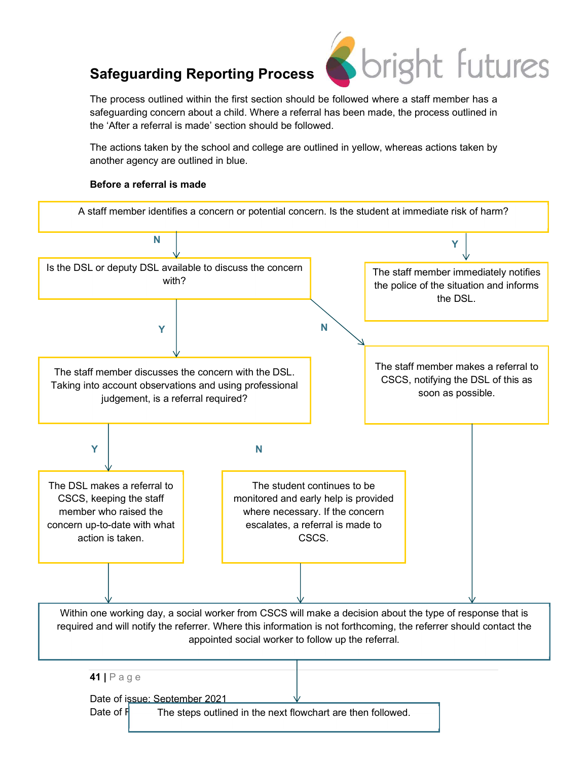## Safeguarding Reporting Process

The process outlined within the first section should be followed where a staff member has a safeguarding concern about a child. Where a referral has been made, the process outlined in the 'After a referral is made' section should be followed.

The actions taken by the school and college are outlined in yellow, whereas actions taken by another agency are outlined in blue.

**Before a referral is made**

A staff member identifies a concern or potential concern. Is the student at immediate risk of harm?

- **N** → Is the DSL or deputy DSL available to discuss the concern with?
  - **Y** → The staff member discusses the concern with the DSL. Taking into account observations and using professional judgement, is a referral required?
    - **Y** → The DSL makes a referral to CSCS, keeping the staff member who raised the concern up-to-date with what action is taken.
    - **N** → The student continues to be monitored and early help is provided where necessary. If the concern escalates, a referral is made to CSCS.
  - **N** → The staff member makes a referral to CSCS, notifying the DSL of this as soon as possible.
- **Y** → The staff member immediately notifies the police of the situation and informs the DSL.

Within one working day, a social worker from CSCS will make a decision about the type of response that is required and will notify the referrer. Where this information is not forthcoming, the referrer should contact the appointed social worker to follow up the referral.

The steps outlined in the next flowchart are then followed.

Date of issue: September 2021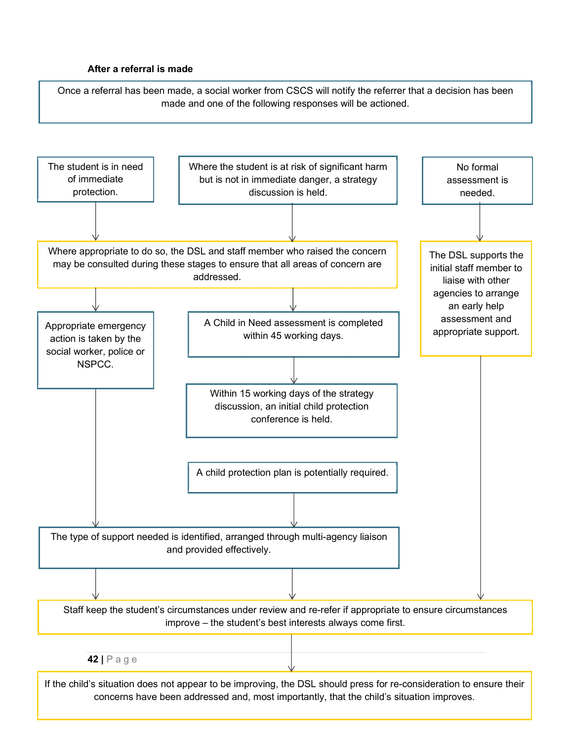**After a referral is made**

Once a referral has been made, a social worker from CSCS will notify the referrer that a decision has been made and one of the following responses will be actioned.

The student is in need of immediate protection.

Where the student is at risk of significant harm but is not in immediate danger, a strategy discussion is held.

No formal assessment is needed.

Where appropriate to do so, the DSL and staff member who raised the concern may be consulted during these stages to ensure that all areas of concern are addressed.

The DSL supports the initial staff member to liaise with other agencies to arrange an early help assessment and appropriate support.

Appropriate emergency action is taken by the social worker, police or NSPCC.

A Child in Need assessment is completed within 45 working days.

Within 15 working days of the strategy discussion, an initial child protection conference is held.

A child protection plan is potentially required.

The type of support needed is identified, arranged through multi-agency liaison and provided effectively.

Staff keep the student's circumstances under review and re-refer if appropriate to ensure circumstances improve – the student's best interests always come first.

If the child's situation does not appear to be improving, the DSL should press for re-consideration to ensure their concerns have been addressed and, most importantly, that the child's situation improves.